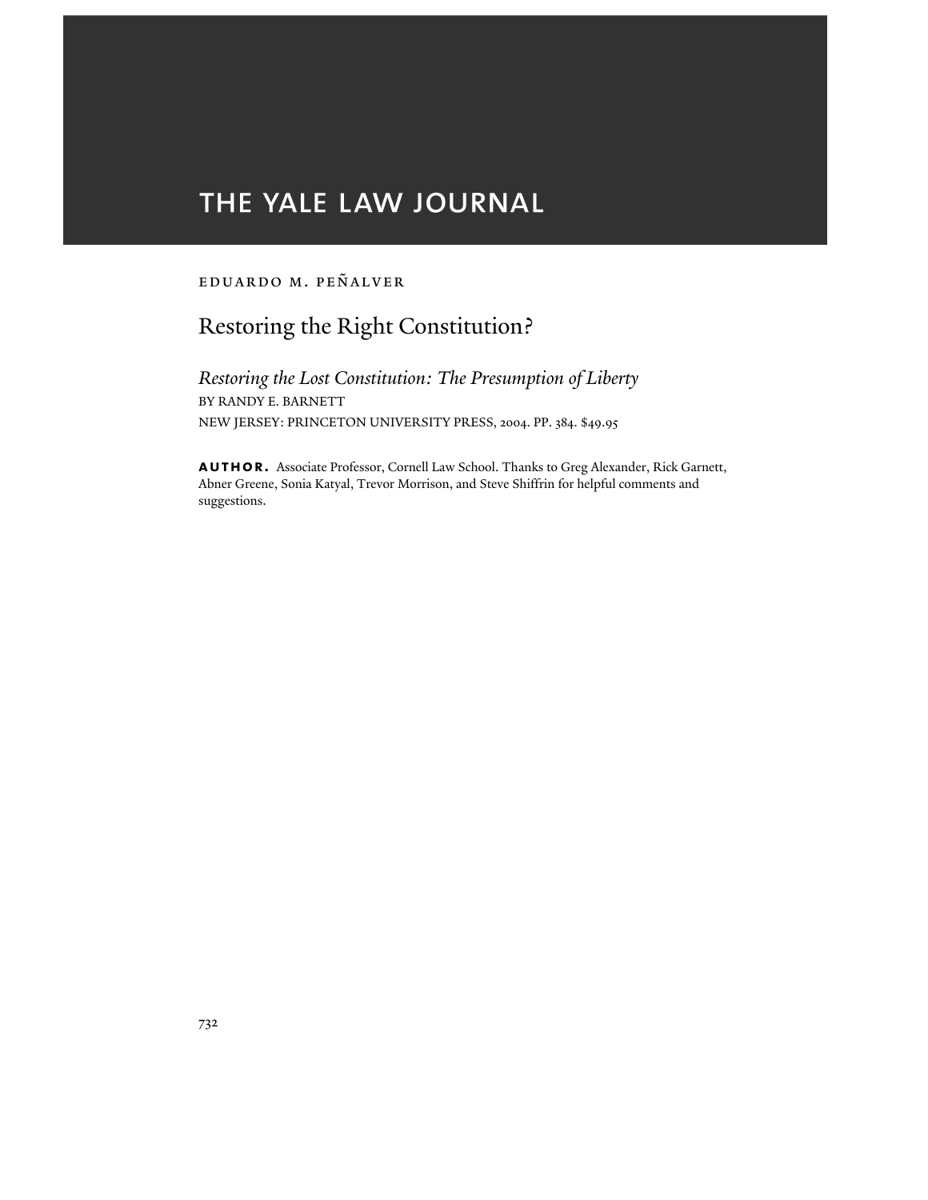# THE YALE LAW JOURNAL

EDUARDO M. PEÑALVER

## Restoring the Right Constitution?

*Restoring the Lost Constitution: The Presumption of Liberty*

BY RANDY E. BARNETT

NEW JERSEY: PRINCETON UNIVERSITY PRESS, 2004. PP. 384. $49.95

**AUTHOR.** Associate Professor, Cornell Law School. Thanks to Greg Alexander, Rick Garnett, Abner Greene, Sonia Katyal, Trevor Morrison, and Steve Shiffrin for helpful comments and suggestions.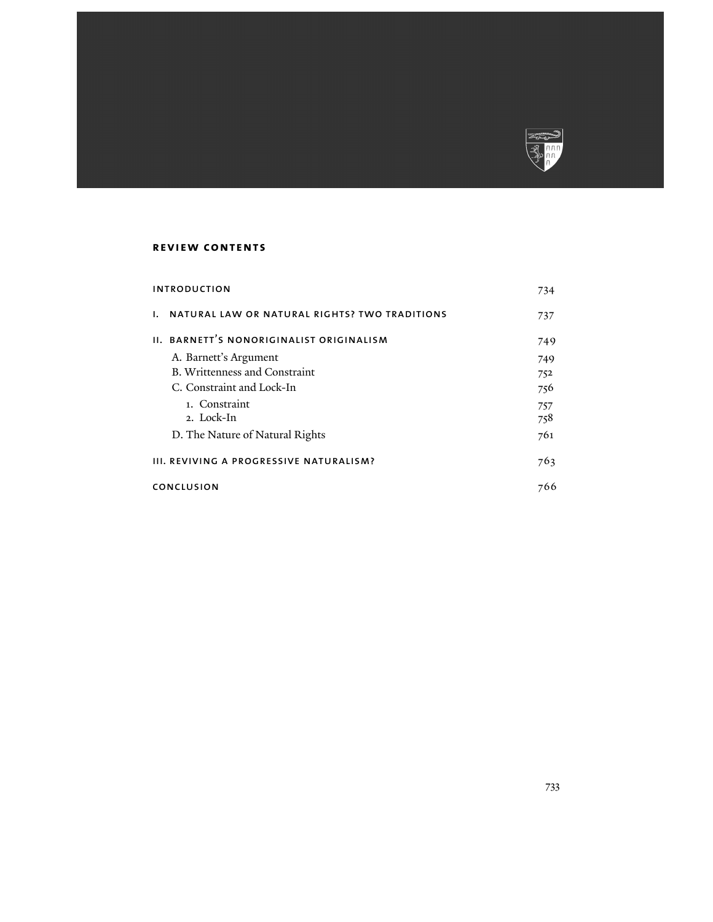**REVIEW CONTENTS**

| | |
|---|---|
| INTRODUCTION | 734 |
| I. NATURAL LAW OR NATURAL RIGHTS? TWO TRADITIONS | 737 |
| II. BARNETT'S NONORIGINALIST ORIGINALISM | 749 |
| A. Barnett's Argument | 749 |
| B. Writtenness and Constraint | 752 |
| C. Constraint and Lock-In | 756 |
| 1. Constraint | 757 |
| 2. Lock-In | 758 |
| D. The Nature of Natural Rights | 761 |
| III. REVIVING A PROGRESSIVE NATURALISM? | 763 |
| CONCLUSION | 766 |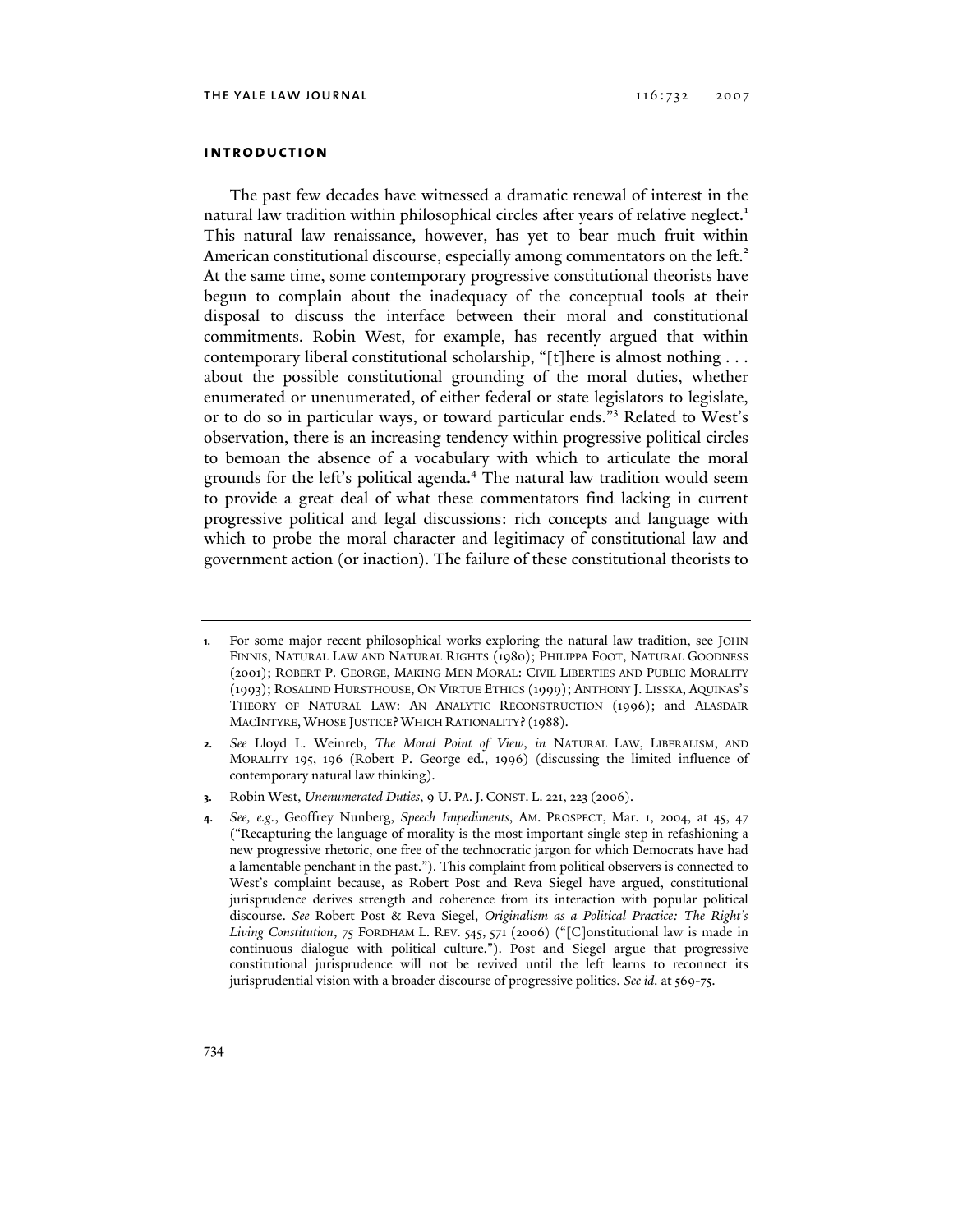## introduction

The past few decades have witnessed a dramatic renewal of interest in the natural law tradition within philosophical circles after years of relative neglect.[1] This natural law renaissance, however, has yet to bear much fruit within American constitutional discourse, especially among commentators on the left.[2] At the same time, some contemporary progressive constitutional theorists have begun to complain about the inadequacy of the conceptual tools at their disposal to discuss the interface between their moral and constitutional commitments. Robin West, for example, has recently argued that within contemporary liberal constitutional scholarship, "[t]here is almost nothing . . . about the possible constitutional grounding of the moral duties, whether enumerated or unenumerated, of either federal or state legislators to legislate, or to do so in particular ways, or toward particular ends."[3] Related to West's observation, there is an increasing tendency within progressive political circles to bemoan the absence of a vocabulary with which to articulate the moral grounds for the left's political agenda.[4] The natural law tradition would seem to provide a great deal of what these commentators find lacking in current progressive political and legal discussions: rich concepts and language with which to probe the moral character and legitimacy of constitutional law and government action (or inaction). The failure of these constitutional theorists to

---

1. For some major recent philosophical works exploring the natural law tradition, see John Finnis, Natural Law and Natural Rights (1980); Philippa Foot, Natural Goodness (2001); Robert P. George, Making Men Moral: Civil Liberties and Public Morality (1993); Rosalind Hursthouse, On Virtue Ethics (1999); Anthony J. Lisska, Aquinas's Theory of Natural Law: An Analytic Reconstruction (1996); and Alasdair MacIntyre, Whose Justice? Which Rationality? (1988).

2. *See* Lloyd L. Weinreb, *The Moral Point of View*, *in* Natural Law, Liberalism, and Morality 195, 196 (Robert P. George ed., 1996) (discussing the limited influence of contemporary natural law thinking).

3. Robin West, *Unenumerated Duties*, 9 U. Pa. J. Const. L. 221, 223 (2006).

4. *See, e.g.*, Geoffrey Nunberg, *Speech Impediments*, Am. Prospect, Mar. 1, 2004, at 45, 47 ("Recapturing the language of morality is the most important single step in refashioning a new progressive rhetoric, one free of the technocratic jargon for which Democrats have had a lamentable penchant in the past."). This complaint from political observers is connected to West's complaint because, as Robert Post and Reva Siegel have argued, constitutional jurisprudence derives strength and coherence from its interaction with popular political discourse. *See* Robert Post & Reva Siegel, *Originalism as a Political Practice: The Right's Living Constitution*, 75 Fordham L. Rev. 545, 571 (2006) ("[C]onstitutional law is made in continuous dialogue with political culture."). Post and Siegel argue that progressive constitutional jurisprudence will not be revived until the left learns to reconnect its jurisprudential vision with a broader discourse of progressive politics. *See id.* at 569-75.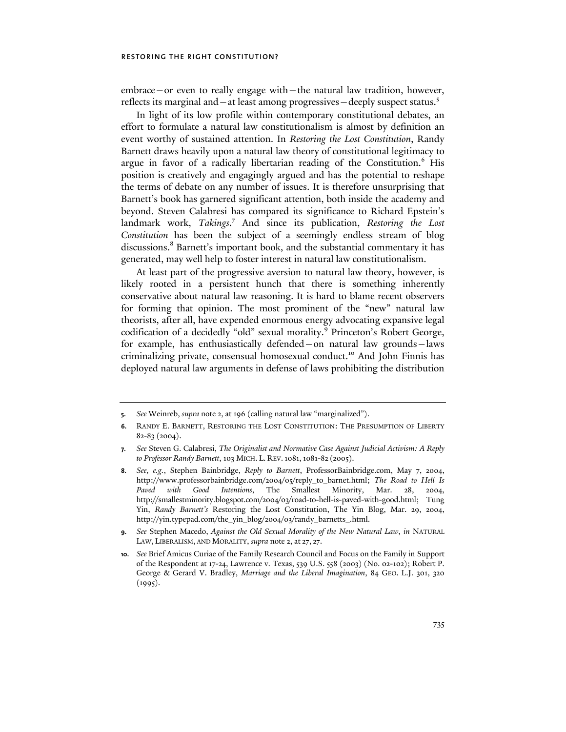embrace—or even to really engage with—the natural law tradition, however, reflects its marginal and—at least among progressives—deeply suspect status.[5]

In light of its low profile within contemporary constitutional debates, an effort to formulate a natural law constitutionalism is almost by definition an event worthy of sustained attention. In *Restoring the Lost Constitution*, Randy Barnett draws heavily upon a natural law theory of constitutional legitimacy to argue in favor of a radically libertarian reading of the Constitution.[6] His position is creatively and engagingly argued and has the potential to reshape the terms of debate on any number of issues. It is therefore unsurprising that Barnett's book has garnered significant attention, both inside the academy and beyond. Steven Calabresi has compared its significance to Richard Epstein's landmark work, *Takings*.[7] And since its publication, *Restoring the Lost Constitution* has been the subject of a seemingly endless stream of blog discussions.[8] Barnett's important book, and the substantial commentary it has generated, may well help to foster interest in natural law constitutionalism.

At least part of the progressive aversion to natural law theory, however, is likely rooted in a persistent hunch that there is something inherently conservative about natural law reasoning. It is hard to blame recent observers for forming that opinion. The most prominent of the "new" natural law theorists, after all, have expended enormous energy advocating expansive legal codification of a decidedly "old" sexual morality.[9] Princeton's Robert George, for example, has enthusiastically defended—on natural law grounds—laws criminalizing private, consensual homosexual conduct.[10] And John Finnis has deployed natural law arguments in defense of laws prohibiting the distribution

---

**5.** *See* Weinreb, *supra* note 2, at 196 (calling natural law "marginalized").

**6.** Randy E. Barnett, Restoring the Lost Constitution: The Presumption of Liberty 82-83 (2004).

**7.** *See* Steven G. Calabresi, *The Originalist and Normative Case Against Judicial Activism: A Reply to Professor Randy Barnett*, 103 Mich. L. Rev. 1081, 1081-82 (2005).

**8.** *See, e.g.*, Stephen Bainbridge, *Reply to Barnett*, ProfessorBainbridge.com, May 7, 2004, http://www.professorbainbridge.com/2004/05/reply_to_barnet.html; *The Road to Hell Is Paved with Good Intentions*, The Smallest Minority, Mar. 28, 2004, http://smallestminority.blogspot.com/2004/03/road-to-hell-is-paved-with-good.html; Tung Yin, *Randy Barnett's* Restoring the Lost Constitution, The Yin Blog, Mar. 29, 2004, http://yin.typepad.com/the_yin_blog/2004/03/randy_barnetts_.html.

**9.** *See* Stephen Macedo, *Against the Old Sexual Morality of the New Natural Law*, *in* Natural Law, Liberalism, and Morality, *supra* note 2, at 27, 27.

**10.** *See* Brief Amicus Curiae of the Family Research Council and Focus on the Family in Support of the Respondent at 17-24, Lawrence v. Texas, 539 U.S. 558 (2003) (No. 02-102); Robert P. George & Gerard V. Bradley, *Marriage and the Liberal Imagination*, 84 Geo. L.J. 301, 320 (1995).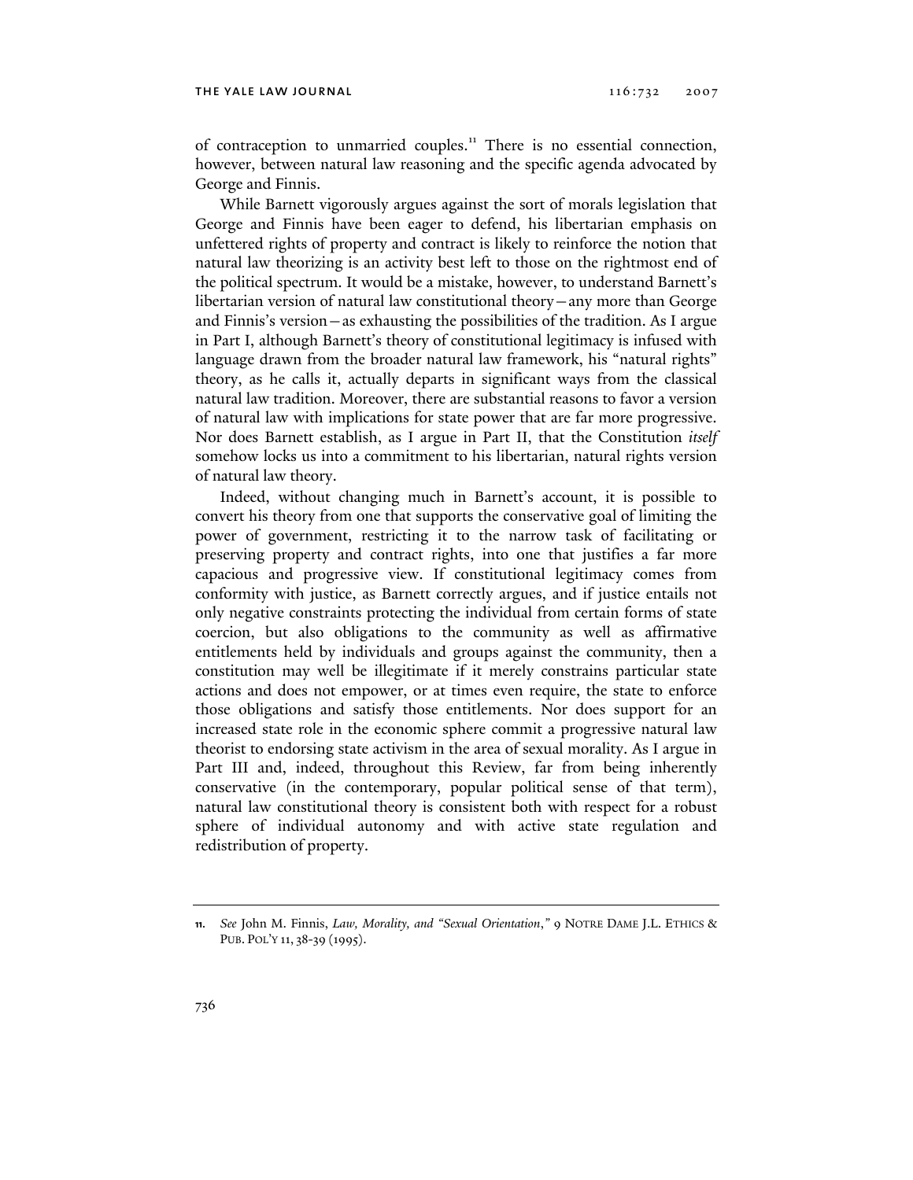of contraception to unmarried couples.[11] There is no essential connection, however, between natural law reasoning and the specific agenda advocated by George and Finnis.

While Barnett vigorously argues against the sort of morals legislation that George and Finnis have been eager to defend, his libertarian emphasis on unfettered rights of property and contract is likely to reinforce the notion that natural law theorizing is an activity best left to those on the rightmost end of the political spectrum. It would be a mistake, however, to understand Barnett's libertarian version of natural law constitutional theory—any more than George and Finnis's version—as exhausting the possibilities of the tradition. As I argue in Part I, although Barnett's theory of constitutional legitimacy is infused with language drawn from the broader natural law framework, his "natural rights" theory, as he calls it, actually departs in significant ways from the classical natural law tradition. Moreover, there are substantial reasons to favor a version of natural law with implications for state power that are far more progressive. Nor does Barnett establish, as I argue in Part II, that the Constitution *itself* somehow locks us into a commitment to his libertarian, natural rights version of natural law theory.

Indeed, without changing much in Barnett's account, it is possible to convert his theory from one that supports the conservative goal of limiting the power of government, restricting it to the narrow task of facilitating or preserving property and contract rights, into one that justifies a far more capacious and progressive view. If constitutional legitimacy comes from conformity with justice, as Barnett correctly argues, and if justice entails not only negative constraints protecting the individual from certain forms of state coercion, but also obligations to the community as well as affirmative entitlements held by individuals and groups against the community, then a constitution may well be illegitimate if it merely constrains particular state actions and does not empower, or at times even require, the state to enforce those obligations and satisfy those entitlements. Nor does support for an increased state role in the economic sphere commit a progressive natural law theorist to endorsing state activism in the area of sexual morality. As I argue in Part III and, indeed, throughout this Review, far from being inherently conservative (in the contemporary, popular political sense of that term), natural law constitutional theory is consistent both with respect for a robust sphere of individual autonomy and with active state regulation and redistribution of property.

---

11. *See* John M. Finnis, *Law, Morality, and "Sexual Orientation*,*"* 9 NOTRE DAME J.L. ETHICS & PUB. POL'Y 11, 38-39 (1995).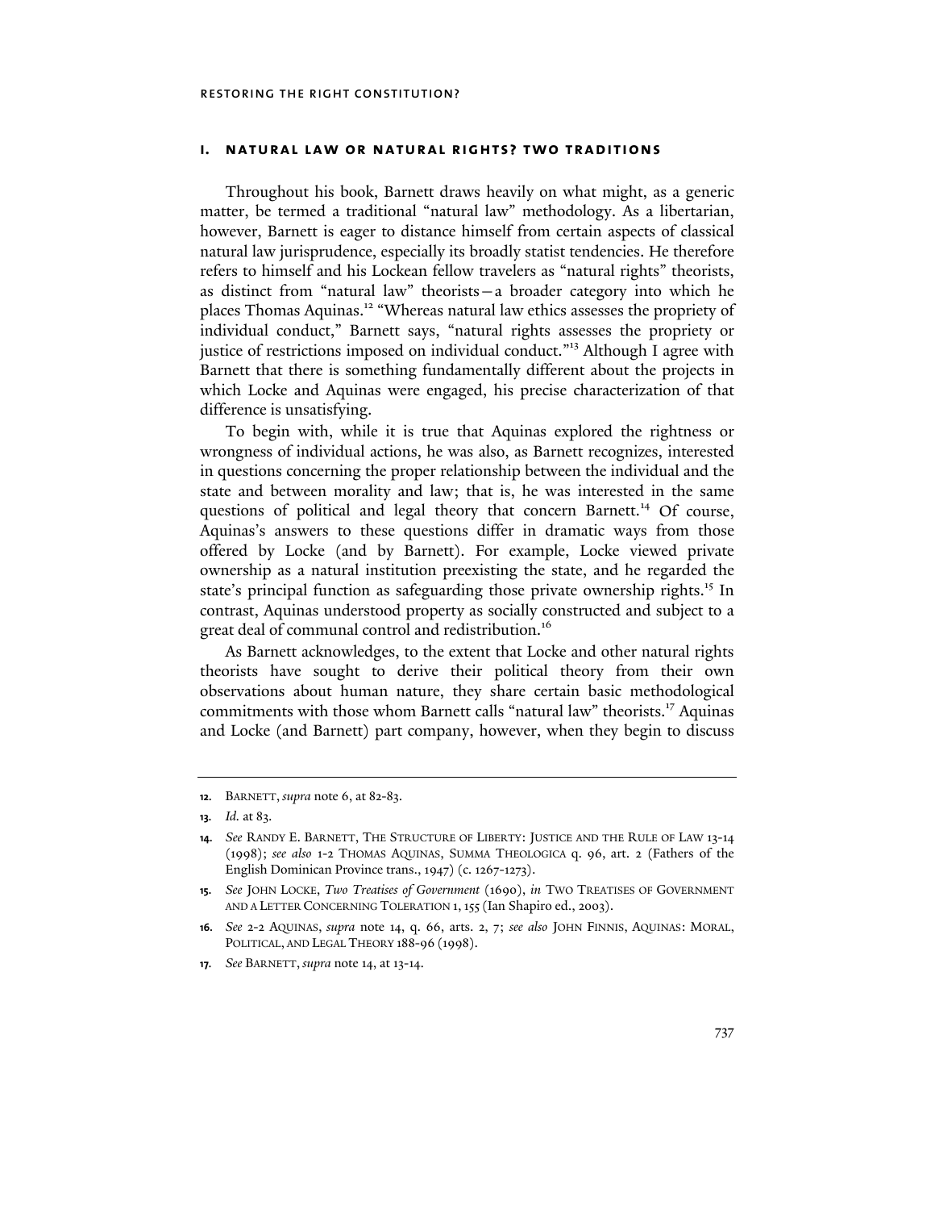## I. NATURAL LAW OR NATURAL RIGHTS? TWO TRADITIONS

Throughout his book, Barnett draws heavily on what might, as a generic matter, be termed a traditional "natural law" methodology. As a libertarian, however, Barnett is eager to distance himself from certain aspects of classical natural law jurisprudence, especially its broadly statist tendencies. He therefore refers to himself and his Lockean fellow travelers as "natural rights" theorists, as distinct from "natural law" theorists—a broader category into which he places Thomas Aquinas.[12] "Whereas natural law ethics assesses the propriety of individual conduct," Barnett says, "natural rights assesses the propriety or justice of restrictions imposed on individual conduct."[13] Although I agree with Barnett that there is something fundamentally different about the projects in which Locke and Aquinas were engaged, his precise characterization of that difference is unsatisfying.

To begin with, while it is true that Aquinas explored the rightness or wrongness of individual actions, he was also, as Barnett recognizes, interested in questions concerning the proper relationship between the individual and the state and between morality and law; that is, he was interested in the same questions of political and legal theory that concern Barnett.[14] Of course, Aquinas's answers to these questions differ in dramatic ways from those offered by Locke (and by Barnett). For example, Locke viewed private ownership as a natural institution preexisting the state, and he regarded the state's principal function as safeguarding those private ownership rights.[15] In contrast, Aquinas understood property as socially constructed and subject to a great deal of communal control and redistribution.[16]

As Barnett acknowledges, to the extent that Locke and other natural rights theorists have sought to derive their political theory from their own observations about human nature, they share certain basic methodological commitments with those whom Barnett calls "natural law" theorists.[17] Aquinas and Locke (and Barnett) part company, however, when they begin to discuss

---

12. BARNETT, *supra* note 6, at 82-83.

13. *Id.* at 83.

14. *See* RANDY E. BARNETT, THE STRUCTURE OF LIBERTY: JUSTICE AND THE RULE OF LAW 13-14 (1998); *see also* 1-2 THOMAS AQUINAS, SUMMA THEOLOGICA q. 96, art. 2 (Fathers of the English Dominican Province trans., 1947) (c. 1267-1273).

15. *See* JOHN LOCKE, *Two Treatises of Government* (1690), *in* TWO TREATISES OF GOVERNMENT AND A LETTER CONCERNING TOLERATION 1, 155 (Ian Shapiro ed., 2003).

16. *See* 2-2 AQUINAS, *supra* note 14, q. 66, arts. 2, 7; *see also* JOHN FINNIS, AQUINAS: MORAL, POLITICAL, AND LEGAL THEORY 188-96 (1998).

17. *See* BARNETT, *supra* note 14, at 13-14.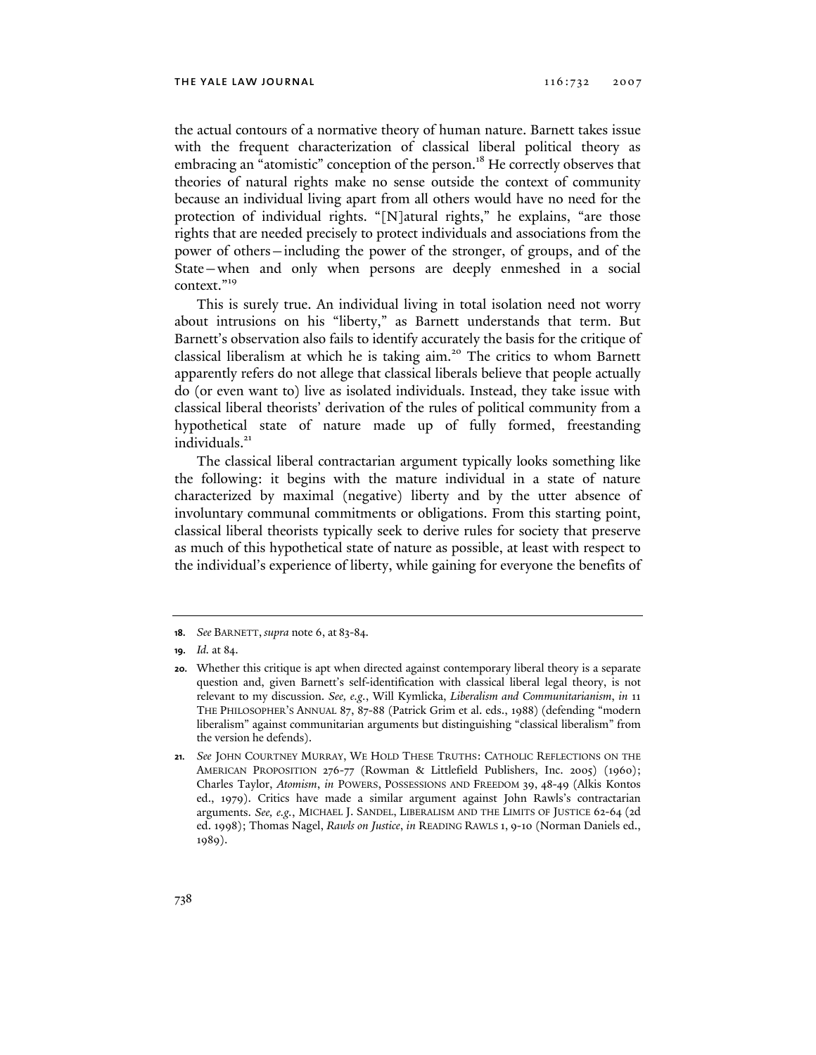the actual contours of a normative theory of human nature. Barnett takes issue with the frequent characterization of classical liberal political theory as embracing an "atomistic" conception of the person.[18] He correctly observes that theories of natural rights make no sense outside the context of community because an individual living apart from all others would have no need for the protection of individual rights. "[N]atural rights," he explains, "are those rights that are needed precisely to protect individuals and associations from the power of others—including the power of the stronger, of groups, and of the State—when and only when persons are deeply enmeshed in a social context."[19]

This is surely true. An individual living in total isolation need not worry about intrusions on his "liberty," as Barnett understands that term. But Barnett's observation also fails to identify accurately the basis for the critique of classical liberalism at which he is taking aim.[20] The critics to whom Barnett apparently refers do not allege that classical liberals believe that people actually do (or even want to) live as isolated individuals. Instead, they take issue with classical liberal theorists' derivation of the rules of political community from a hypothetical state of nature made up of fully formed, freestanding individuals.[21]

The classical liberal contractarian argument typically looks something like the following: it begins with the mature individual in a state of nature characterized by maximal (negative) liberty and by the utter absence of involuntary communal commitments or obligations. From this starting point, classical liberal theorists typically seek to derive rules for society that preserve as much of this hypothetical state of nature as possible, at least with respect to the individual's experience of liberty, while gaining for everyone the benefits of

---

18. *See* BARNETT, *supra* note 6, at 83-84.

19. *Id.* at 84.

20. Whether this critique is apt when directed against contemporary liberal theory is a separate question and, given Barnett's self-identification with classical liberal legal theory, is not relevant to my discussion. *See, e.g.*, Will Kymlicka, *Liberalism and Communitarianism*, *in* 11 THE PHILOSOPHER'S ANNUAL 87, 87-88 (Patrick Grim et al. eds., 1988) (defending "modern liberalism" against communitarian arguments but distinguishing "classical liberalism" from the version he defends).

21. *See* JOHN COURTNEY MURRAY, WE HOLD THESE TRUTHS: CATHOLIC REFLECTIONS ON THE AMERICAN PROPOSITION 276-77 (Rowman & Littlefield Publishers, Inc. 2005) (1960); Charles Taylor, *Atomism*, *in* POWERS, POSSESSIONS AND FREEDOM 39, 48-49 (Alkis Kontos ed., 1979). Critics have made a similar argument against John Rawls's contractarian arguments. *See, e.g.*, MICHAEL J. SANDEL, LIBERALISM AND THE LIMITS OF JUSTICE 62-64 (2d ed. 1998); Thomas Nagel, *Rawls on Justice*, *in* READING RAWLS 1, 9-10 (Norman Daniels ed., 1989).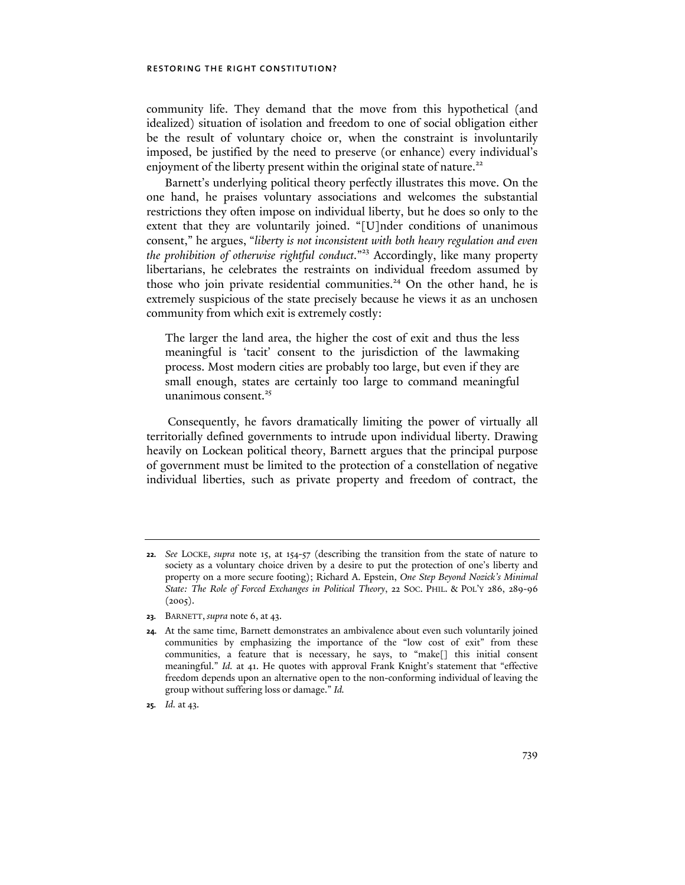community life. They demand that the move from this hypothetical (and idealized) situation of isolation and freedom to one of social obligation either be the result of voluntary choice or, when the constraint is involuntarily imposed, be justified by the need to preserve (or enhance) every individual's enjoyment of the liberty present within the original state of nature.[22]

Barnett's underlying political theory perfectly illustrates this move. On the one hand, he praises voluntary associations and welcomes the substantial restrictions they often impose on individual liberty, but he does so only to the extent that they are voluntarily joined. "[U]nder conditions of unanimous consent," he argues, "*liberty is not inconsistent with both heavy regulation and even the prohibition of otherwise rightful conduct*."[23] Accordingly, like many property libertarians, he celebrates the restraints on individual freedom assumed by those who join private residential communities.[24] On the other hand, he is extremely suspicious of the state precisely because he views it as an unchosen community from which exit is extremely costly:

> The larger the land area, the higher the cost of exit and thus the less meaningful is 'tacit' consent to the jurisdiction of the lawmaking process. Most modern cities are probably too large, but even if they are small enough, states are certainly too large to command meaningful unanimous consent.[25]

Consequently, he favors dramatically limiting the power of virtually all territorially defined governments to intrude upon individual liberty. Drawing heavily on Lockean political theory, Barnett argues that the principal purpose of government must be limited to the protection of a constellation of negative individual liberties, such as private property and freedom of contract, the

---

**22.** *See* LOCKE, *supra* note 15, at 154-57 (describing the transition from the state of nature to society as a voluntary choice driven by a desire to put the protection of one's liberty and property on a more secure footing); Richard A. Epstein, *One Step Beyond Nozick's Minimal State: The Role of Forced Exchanges in Political Theory*, 22 SOC. PHIL. & POL'Y 286, 289-96 (2005).

**23.** BARNETT, *supra* note 6, at 43.

**24.** At the same time, Barnett demonstrates an ambivalence about even such voluntarily joined communities by emphasizing the importance of the "low cost of exit" from these communities, a feature that is necessary, he says, to "make[] this initial consent meaningful." *Id.* at 41. He quotes with approval Frank Knight's statement that "effective freedom depends upon an alternative open to the non-conforming individual of leaving the group without suffering loss or damage." *Id.*

**25.** *Id.* at 43.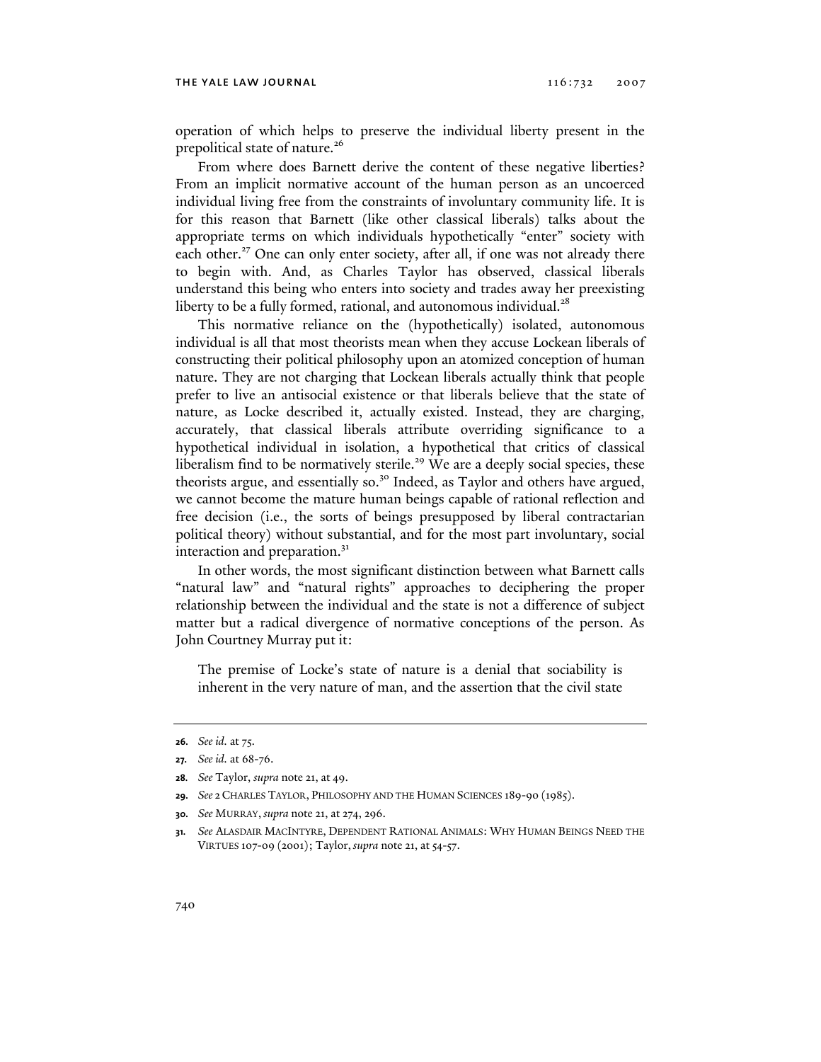operation of which helps to preserve the individual liberty present in the prepolitical state of nature.[26]

From where does Barnett derive the content of these negative liberties? From an implicit normative account of the human person as an uncoerced individual living free from the constraints of involuntary community life. It is for this reason that Barnett (like other classical liberals) talks about the appropriate terms on which individuals hypothetically "enter" society with each other.[27] One can only enter society, after all, if one was not already there to begin with. And, as Charles Taylor has observed, classical liberals understand this being who enters into society and trades away her preexisting liberty to be a fully formed, rational, and autonomous individual.[28]

This normative reliance on the (hypothetically) isolated, autonomous individual is all that most theorists mean when they accuse Lockean liberals of constructing their political philosophy upon an atomized conception of human nature. They are not charging that Lockean liberals actually think that people prefer to live an antisocial existence or that liberals believe that the state of nature, as Locke described it, actually existed. Instead, they are charging, accurately, that classical liberals attribute overriding significance to a hypothetical individual in isolation, a hypothetical that critics of classical liberalism find to be normatively sterile.[29] We are a deeply social species, these theorists argue, and essentially so.[30] Indeed, as Taylor and others have argued, we cannot become the mature human beings capable of rational reflection and free decision (i.e., the sorts of beings presupposed by liberal contractarian political theory) without substantial, and for the most part involuntary, social interaction and preparation.[31]

In other words, the most significant distinction between what Barnett calls "natural law" and "natural rights" approaches to deciphering the proper relationship between the individual and the state is not a difference of subject matter but a radical divergence of normative conceptions of the person. As John Courtney Murray put it:

> The premise of Locke's state of nature is a denial that sociability is inherent in the very nature of man, and the assertion that the civil state

---

**26.** *See id.* at 75.

**27.** *See id.* at 68-76.

**28.** *See* Taylor, *supra* note 21, at 49.

**29.** *See* 2 CHARLES TAYLOR, PHILOSOPHY AND THE HUMAN SCIENCES 189-90 (1985).

**30.** *See* MURRAY, *supra* note 21, at 274, 296.

**31.** *See* ALASDAIR MACINTYRE, DEPENDENT RATIONAL ANIMALS: WHY HUMAN BEINGS NEED THE VIRTUES 107-09 (2001); Taylor, *supra* note 21, at 54-57.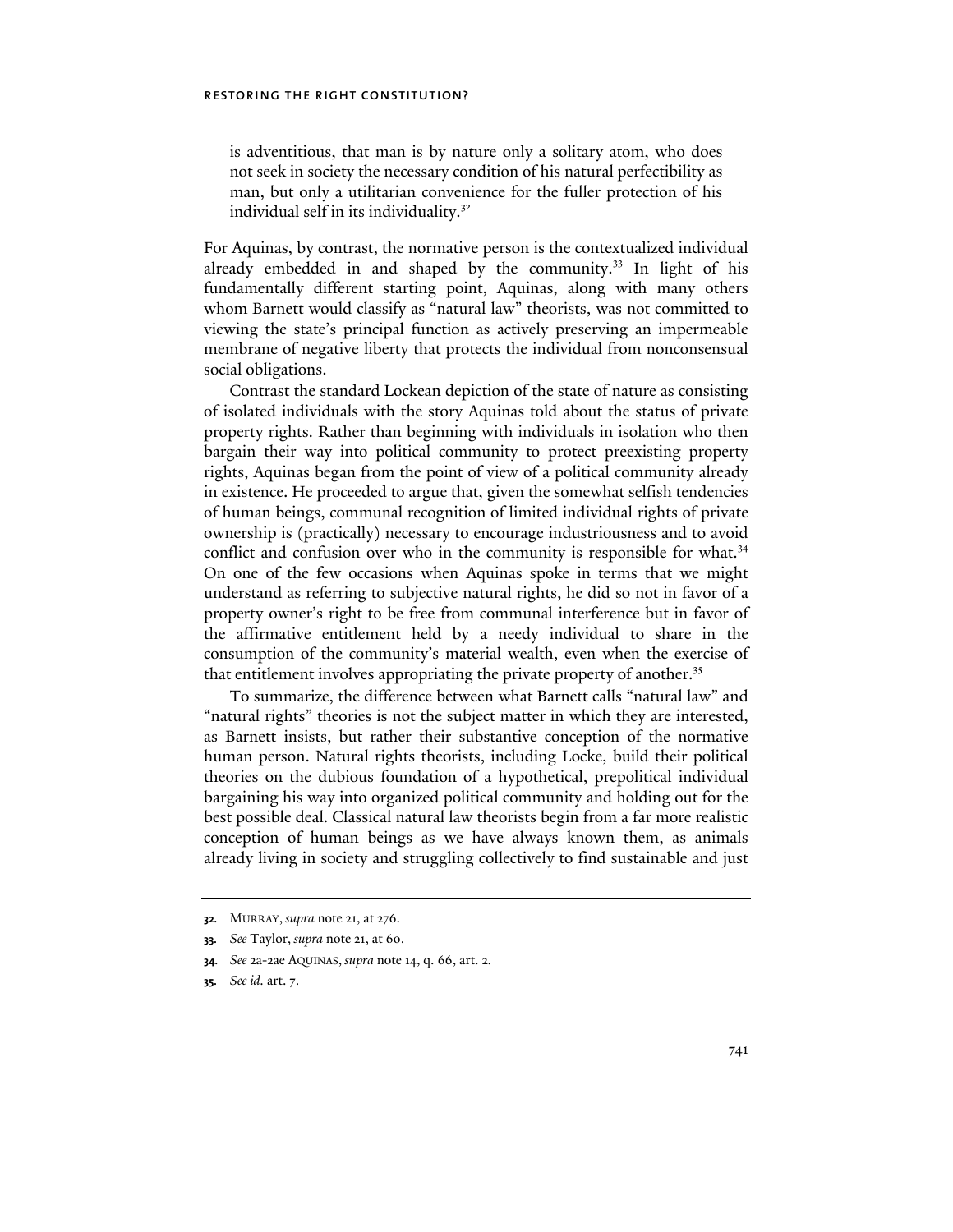> is adventitious, that man is by nature only a solitary atom, who does not seek in society the necessary condition of his natural perfectibility as man, but only a utilitarian convenience for the fuller protection of his individual self in its individuality.[32]

For Aquinas, by contrast, the normative person is the contextualized individual already embedded in and shaped by the community.[33] In light of his fundamentally different starting point, Aquinas, along with many others whom Barnett would classify as "natural law" theorists, was not committed to viewing the state's principal function as actively preserving an impermeable membrane of negative liberty that protects the individual from nonconsensual social obligations.

Contrast the standard Lockean depiction of the state of nature as consisting of isolated individuals with the story Aquinas told about the status of private property rights. Rather than beginning with individuals in isolation who then bargain their way into political community to protect preexisting property rights, Aquinas began from the point of view of a political community already in existence. He proceeded to argue that, given the somewhat selfish tendencies of human beings, communal recognition of limited individual rights of private ownership is (practically) necessary to encourage industriousness and to avoid conflict and confusion over who in the community is responsible for what.[34] On one of the few occasions when Aquinas spoke in terms that we might understand as referring to subjective natural rights, he did so not in favor of a property owner's right to be free from communal interference but in favor of the affirmative entitlement held by a needy individual to share in the consumption of the community's material wealth, even when the exercise of that entitlement involves appropriating the private property of another.[35]

To summarize, the difference between what Barnett calls "natural law" and "natural rights" theories is not the subject matter in which they are interested, as Barnett insists, but rather their substantive conception of the normative human person. Natural rights theorists, including Locke, build their political theories on the dubious foundation of a hypothetical, prepolitical individual bargaining his way into organized political community and holding out for the best possible deal. Classical natural law theorists begin from a far more realistic conception of human beings as we have always known them, as animals already living in society and struggling collectively to find sustainable and just

---

32. MURRAY, *supra* note 21, at 276.

33. *See* Taylor, *supra* note 21, at 60.

34. *See* 2a-2ae AQUINAS, *supra* note 14, q. 66, art. 2.

35. *See id.* art. 7.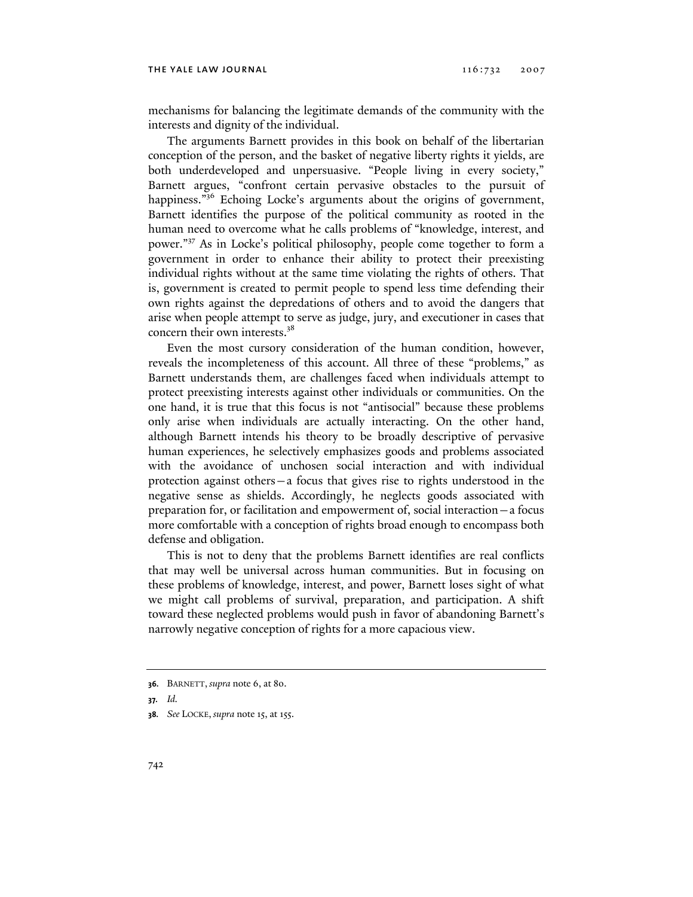mechanisms for balancing the legitimate demands of the community with the interests and dignity of the individual.

The arguments Barnett provides in this book on behalf of the libertarian conception of the person, and the basket of negative liberty rights it yields, are both underdeveloped and unpersuasive. "People living in every society," Barnett argues, "confront certain pervasive obstacles to the pursuit of happiness."[36] Echoing Locke's arguments about the origins of government, Barnett identifies the purpose of the political community as rooted in the human need to overcome what he calls problems of "knowledge, interest, and power."[37] As in Locke's political philosophy, people come together to form a government in order to enhance their ability to protect their preexisting individual rights without at the same time violating the rights of others. That is, government is created to permit people to spend less time defending their own rights against the depredations of others and to avoid the dangers that arise when people attempt to serve as judge, jury, and executioner in cases that concern their own interests.[38]

Even the most cursory consideration of the human condition, however, reveals the incompleteness of this account. All three of these "problems," as Barnett understands them, are challenges faced when individuals attempt to protect preexisting interests against other individuals or communities. On the one hand, it is true that this focus is not "antisocial" because these problems only arise when individuals are actually interacting. On the other hand, although Barnett intends his theory to be broadly descriptive of pervasive human experiences, he selectively emphasizes goods and problems associated with the avoidance of unchosen social interaction and with individual protection against others—a focus that gives rise to rights understood in the negative sense as shields. Accordingly, he neglects goods associated with preparation for, or facilitation and empowerment of, social interaction—a focus more comfortable with a conception of rights broad enough to encompass both defense and obligation.

This is not to deny that the problems Barnett identifies are real conflicts that may well be universal across human communities. But in focusing on these problems of knowledge, interest, and power, Barnett loses sight of what we might call problems of survival, preparation, and participation. A shift toward these neglected problems would push in favor of abandoning Barnett's narrowly negative conception of rights for a more capacious view.

---

**36.** BARNETT, *supra* note 6, at 80.

**37.** *Id.*

**38.** *See* LOCKE, *supra* note 15, at 155.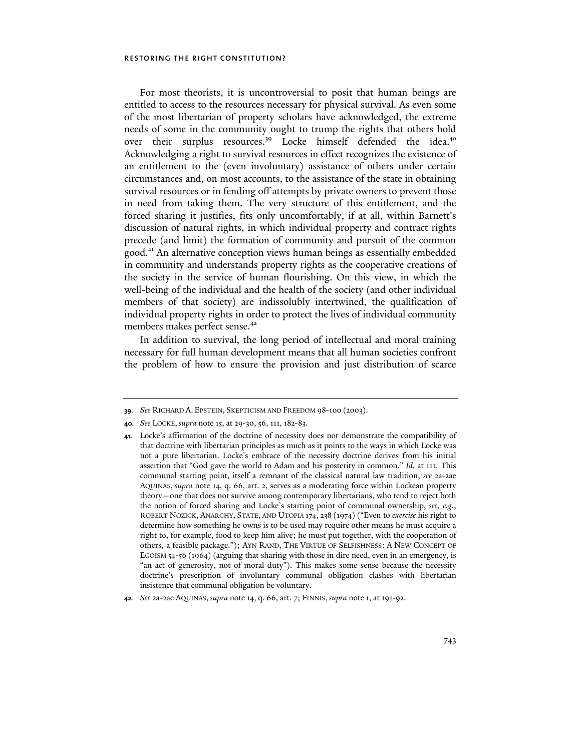For most theorists, it is uncontroversial to posit that human beings are entitled to access to the resources necessary for physical survival. As even some of the most libertarian of property scholars have acknowledged, the extreme needs of some in the community ought to trump the rights that others hold over their surplus resources.[39] Locke himself defended the idea.[40] Acknowledging a right to survival resources in effect recognizes the existence of an entitlement to the (even involuntary) assistance of others under certain circumstances and, on most accounts, to the assistance of the state in obtaining survival resources or in fending off attempts by private owners to prevent those in need from taking them. The very structure of this entitlement, and the forced sharing it justifies, fits only uncomfortably, if at all, within Barnett's discussion of natural rights, in which individual property and contract rights precede (and limit) the formation of community and pursuit of the common good.[41] An alternative conception views human beings as essentially embedded in community and understands property rights as the cooperative creations of the society in the service of human flourishing. On this view, in which the well-being of the individual and the health of the society (and other individual members of that society) are indissolubly intertwined, the qualification of individual property rights in order to protect the lives of individual community members makes perfect sense.[42]

In addition to survival, the long period of intellectual and moral training necessary for full human development means that all human societies confront the problem of how to ensure the provision and just distribution of scarce

---

**39.** *See* RICHARD A. EPSTEIN, SKEPTICISM AND FREEDOM 98-100 (2003).

**40.** *See* LOCKE, *supra* note 15, at 29-30, 56, 111, 182-83.

**41.** Locke's affirmation of the doctrine of necessity does not demonstrate the compatibility of that doctrine with libertarian principles as much as it points to the ways in which Locke was not a pure libertarian. Locke's embrace of the necessity doctrine derives from his initial assertion that "God gave the world to Adam and his posterity in common." *Id.* at 111. This communal starting point, itself a remnant of the classical natural law tradition, *see* 2a-2ae AQUINAS, *supra* note 14, q. 66, art. 2, serves as a moderating force within Lockean property theory—one that does not survive among contemporary libertarians, who tend to reject both the notion of forced sharing and Locke's starting point of communal ownership, *see, e.g.*, ROBERT NOZICK, ANARCHY, STATE, AND UTOPIA 174, 238 (1974) ("Even to *exercise* his right to determine how something he owns is to be used may require other means he must acquire a right to, for example, food to keep him alive; he must put together, with the cooperation of others, a feasible package."); AYN RAND, THE VIRTUE OF SELFISHNESS: A NEW CONCEPT OF EGOISM 54-56 (1964) (arguing that sharing with those in dire need, even in an emergency, is "an act of generosity, not of moral duty"). This makes some sense because the necessity doctrine's prescription of involuntary communal obligation clashes with libertarian insistence that communal obligation be voluntary.

**42.** *See* 2a-2ae AQUINAS, *supra* note 14, q. 66, art. 7; FINNIS, *supra* note 1, at 191-92.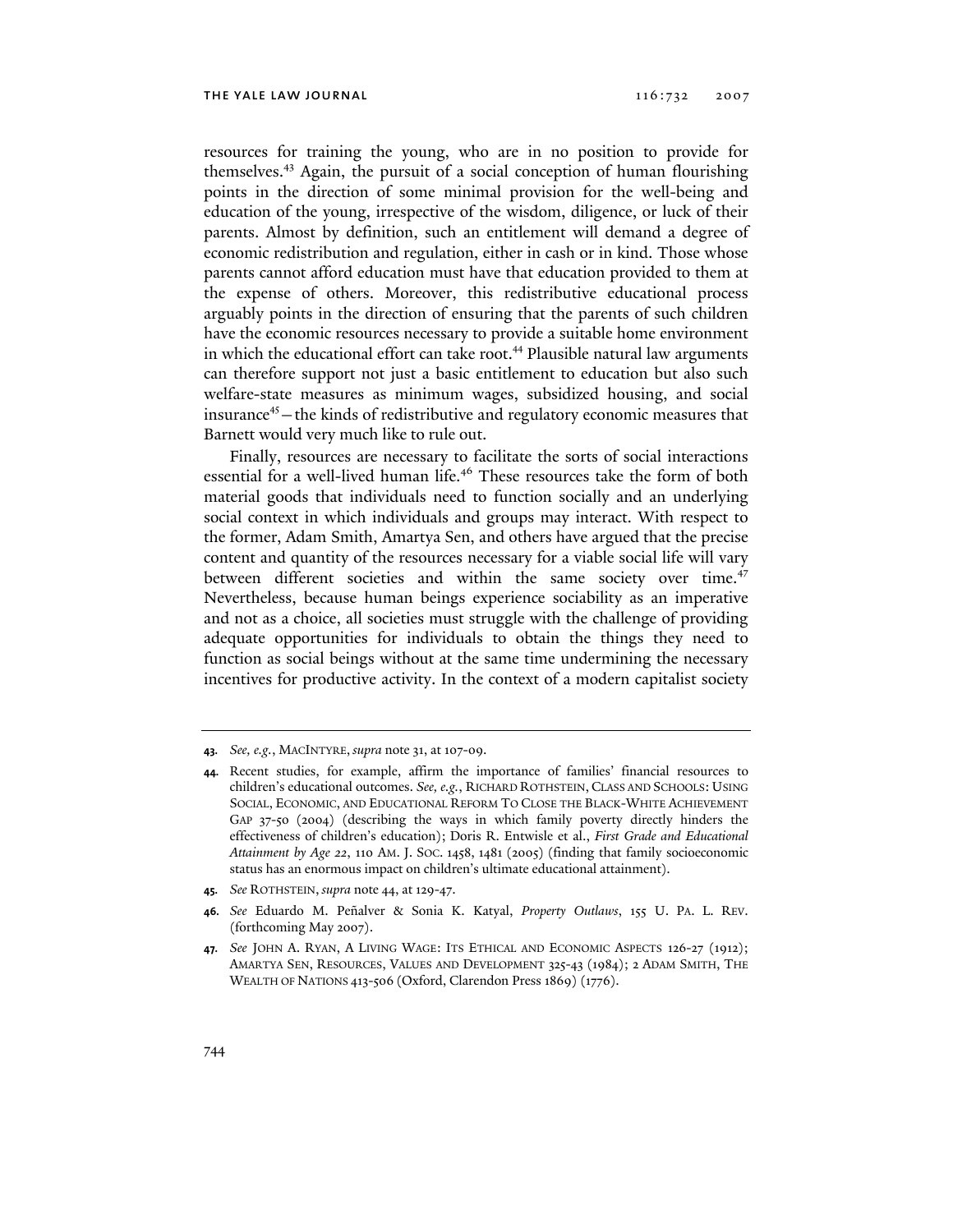resources for training the young, who are in no position to provide for themselves.[43] Again, the pursuit of a social conception of human flourishing points in the direction of some minimal provision for the well-being and education of the young, irrespective of the wisdom, diligence, or luck of their parents. Almost by definition, such an entitlement will demand a degree of economic redistribution and regulation, either in cash or in kind. Those whose parents cannot afford education must have that education provided to them at the expense of others. Moreover, this redistributive educational process arguably points in the direction of ensuring that the parents of such children have the economic resources necessary to provide a suitable home environment in which the educational effort can take root.[44] Plausible natural law arguments can therefore support not just a basic entitlement to education but also such welfare-state measures as minimum wages, subsidized housing, and social insurance[45]—the kinds of redistributive and regulatory economic measures that Barnett would very much like to rule out.

Finally, resources are necessary to facilitate the sorts of social interactions essential for a well-lived human life.[46] These resources take the form of both material goods that individuals need to function socially and an underlying social context in which individuals and groups may interact. With respect to the former, Adam Smith, Amartya Sen, and others have argued that the precise content and quantity of the resources necessary for a viable social life will vary between different societies and within the same society over time.[47] Nevertheless, because human beings experience sociability as an imperative and not as a choice, all societies must struggle with the challenge of providing adequate opportunities for individuals to obtain the things they need to function as social beings without at the same time undermining the necessary incentives for productive activity. In the context of a modern capitalist society

---

43. *See, e.g.*, MACINTYRE, *supra* note 31, at 107-09.

44. Recent studies, for example, affirm the importance of families' financial resources to children's educational outcomes. *See, e.g.*, RICHARD ROTHSTEIN, CLASS AND SCHOOLS: USING SOCIAL, ECONOMIC, AND EDUCATIONAL REFORM TO CLOSE THE BLACK-WHITE ACHIEVEMENT GAP 37-50 (2004) (describing the ways in which family poverty directly hinders the effectiveness of children's education); Doris R. Entwisle et al., *First Grade and Educational Attainment by Age 22*, 110 AM. J. SOC. 1458, 1481 (2005) (finding that family socioeconomic status has an enormous impact on children's ultimate educational attainment).

45. *See* ROTHSTEIN, *supra* note 44, at 129-47.

46. *See* Eduardo M. Peñalver & Sonia K. Katyal, *Property Outlaws*, 155 U. PA. L. REV. (forthcoming May 2007).

47. *See* JOHN A. RYAN, A LIVING WAGE: ITS ETHICAL AND ECONOMIC ASPECTS 126-27 (1912); AMARTYA SEN, RESOURCES, VALUES AND DEVELOPMENT 325-43 (1984); 2 ADAM SMITH, THE WEALTH OF NATIONS 413-506 (Oxford, Clarendon Press 1869) (1776).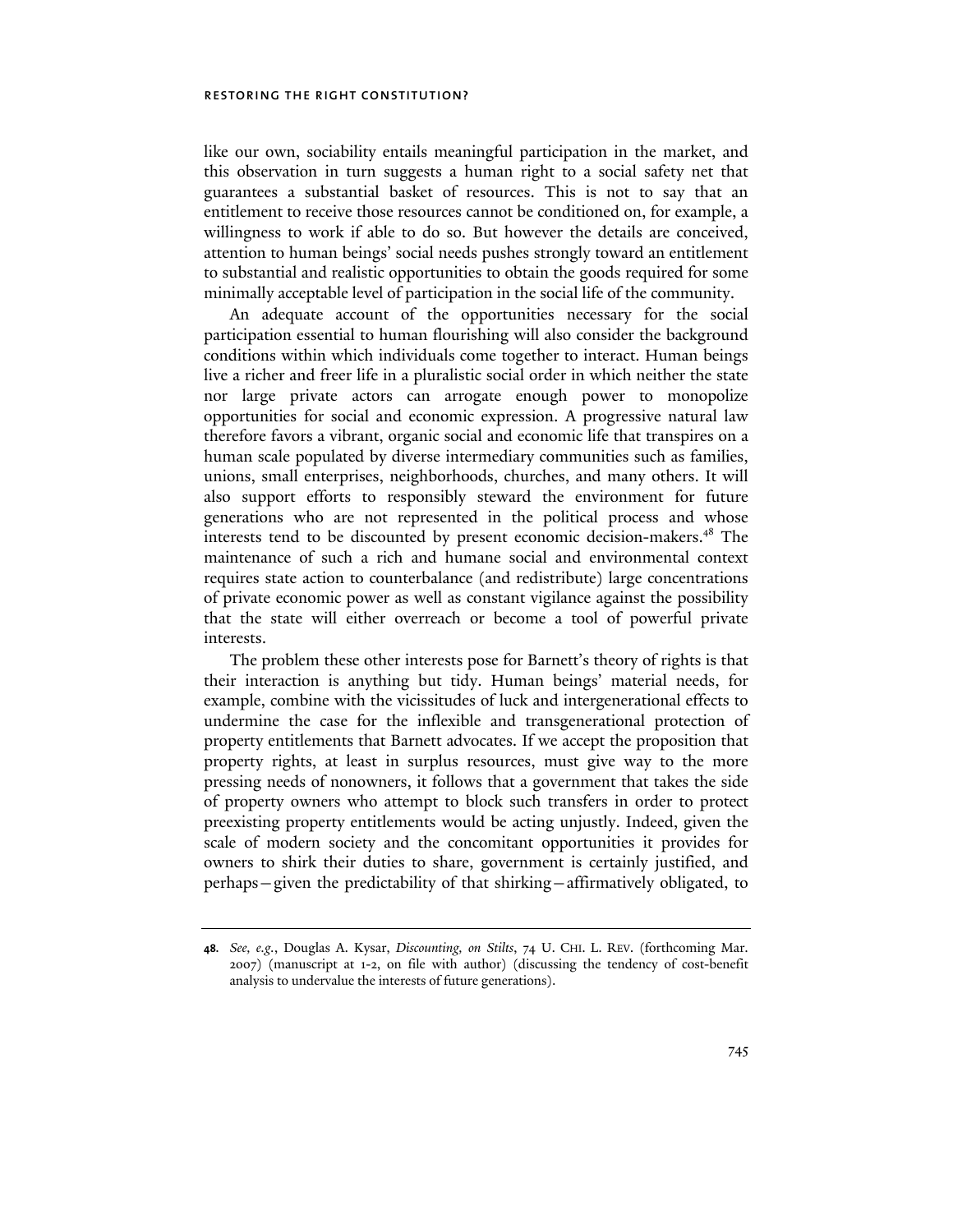like our own, sociability entails meaningful participation in the market, and this observation in turn suggests a human right to a social safety net that guarantees a substantial basket of resources. This is not to say that an entitlement to receive those resources cannot be conditioned on, for example, a willingness to work if able to do so. But however the details are conceived, attention to human beings' social needs pushes strongly toward an entitlement to substantial and realistic opportunities to obtain the goods required for some minimally acceptable level of participation in the social life of the community.

An adequate account of the opportunities necessary for the social participation essential to human flourishing will also consider the background conditions within which individuals come together to interact. Human beings live a richer and freer life in a pluralistic social order in which neither the state nor large private actors can arrogate enough power to monopolize opportunities for social and economic expression. A progressive natural law therefore favors a vibrant, organic social and economic life that transpires on a human scale populated by diverse intermediary communities such as families, unions, small enterprises, neighborhoods, churches, and many others. It will also support efforts to responsibly steward the environment for future generations who are not represented in the political process and whose interests tend to be discounted by present economic decision-makers.[48] The maintenance of such a rich and humane social and environmental context requires state action to counterbalance (and redistribute) large concentrations of private economic power as well as constant vigilance against the possibility that the state will either overreach or become a tool of powerful private interests.

The problem these other interests pose for Barnett's theory of rights is that their interaction is anything but tidy. Human beings' material needs, for example, combine with the vicissitudes of luck and intergenerational effects to undermine the case for the inflexible and transgenerational protection of property entitlements that Barnett advocates. If we accept the proposition that property rights, at least in surplus resources, must give way to the more pressing needs of nonowners, it follows that a government that takes the side of property owners who attempt to block such transfers in order to protect preexisting property entitlements would be acting unjustly. Indeed, given the scale of modern society and the concomitant opportunities it provides for owners to shirk their duties to share, government is certainly justified, and perhaps—given the predictability of that shirking—affirmatively obligated, to

**48.** *See, e.g.*, Douglas A. Kysar, *Discounting, on Stilts*, 74 U. CHI. L. REV. (forthcoming Mar. 2007) (manuscript at 1-2, on file with author) (discussing the tendency of cost-benefit analysis to undervalue the interests of future generations).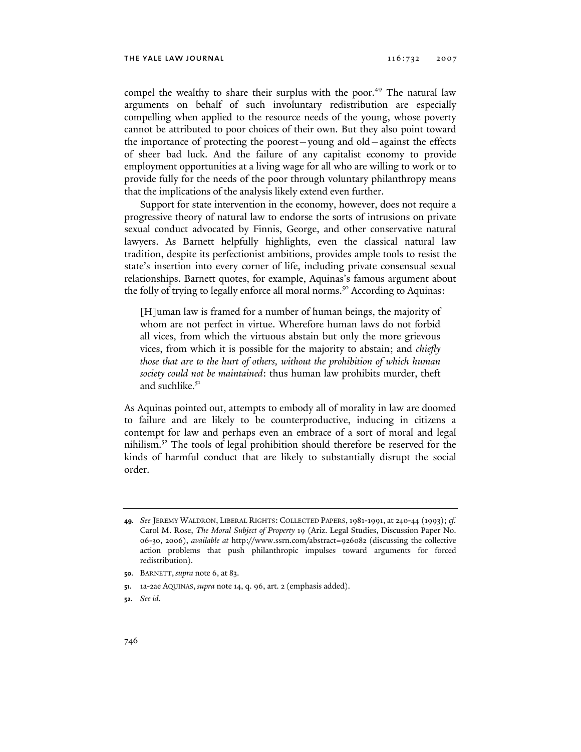compel the wealthy to share their surplus with the poor.[49] The natural law arguments on behalf of such involuntary redistribution are especially compelling when applied to the resource needs of the young, whose poverty cannot be attributed to poor choices of their own. But they also point toward the importance of protecting the poorest—young and old—against the effects of sheer bad luck. And the failure of any capitalist economy to provide employment opportunities at a living wage for all who are willing to work or to provide fully for the needs of the poor through voluntary philanthropy means that the implications of the analysis likely extend even further.

Support for state intervention in the economy, however, does not require a progressive theory of natural law to endorse the sorts of intrusions on private sexual conduct advocated by Finnis, George, and other conservative natural lawyers. As Barnett helpfully highlights, even the classical natural law tradition, despite its perfectionist ambitions, provides ample tools to resist the state's insertion into every corner of life, including private consensual sexual relationships. Barnett quotes, for example, Aquinas's famous argument about the folly of trying to legally enforce all moral norms.[50] According to Aquinas:

> [H]uman law is framed for a number of human beings, the majority of whom are not perfect in virtue. Wherefore human laws do not forbid all vices, from which the virtuous abstain but only the more grievous vices, from which it is possible for the majority to abstain; and *chiefly those that are to the hurt of others, without the prohibition of which human society could not be maintained*: thus human law prohibits murder, theft and suchlike.[51]

As Aquinas pointed out, attempts to embody all of morality in law are doomed to failure and are likely to be counterproductive, inducing in citizens a contempt for law and perhaps even an embrace of a sort of moral and legal nihilism.[52] The tools of legal prohibition should therefore be reserved for the kinds of harmful conduct that are likely to substantially disrupt the social order.

---

**49.** *See* JEREMY WALDRON, LIBERAL RIGHTS: COLLECTED PAPERS, 1981-1991, at 240-44 (1993); *cf.* Carol M. Rose, *The Moral Subject of Property* 19 (Ariz. Legal Studies, Discussion Paper No. 06-30, 2006), *available at* http://www.ssrn.com/abstract=926082 (discussing the collective action problems that push philanthropic impulses toward arguments for forced redistribution).

**50.** BARNETT, *supra* note 6, at 83.

**51.** 1a-2ae AQUINAS, *supra* note 14, q. 96, art. 2 (emphasis added).

**52.** *See id.*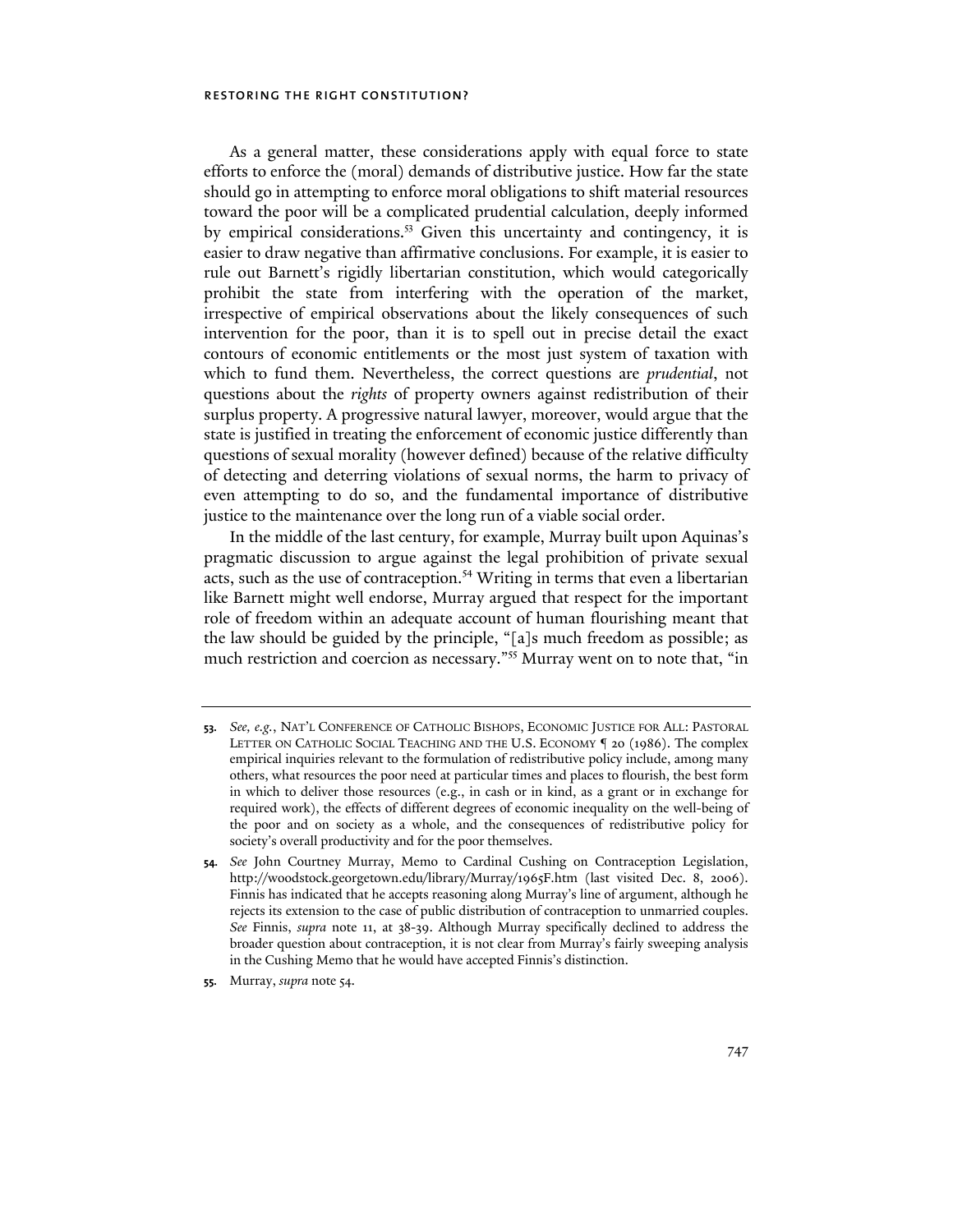As a general matter, these considerations apply with equal force to state efforts to enforce the (moral) demands of distributive justice. How far the state should go in attempting to enforce moral obligations to shift material resources toward the poor will be a complicated prudential calculation, deeply informed by empirical considerations.[53] Given this uncertainty and contingency, it is easier to draw negative than affirmative conclusions. For example, it is easier to rule out Barnett's rigidly libertarian constitution, which would categorically prohibit the state from interfering with the operation of the market, irrespective of empirical observations about the likely consequences of such intervention for the poor, than it is to spell out in precise detail the exact contours of economic entitlements or the most just system of taxation with which to fund them. Nevertheless, the correct questions are *prudential*, not questions about the *rights* of property owners against redistribution of their surplus property. A progressive natural lawyer, moreover, would argue that the state is justified in treating the enforcement of economic justice differently than questions of sexual morality (however defined) because of the relative difficulty of detecting and deterring violations of sexual norms, the harm to privacy of even attempting to do so, and the fundamental importance of distributive justice to the maintenance over the long run of a viable social order.

In the middle of the last century, for example, Murray built upon Aquinas's pragmatic discussion to argue against the legal prohibition of private sexual acts, such as the use of contraception.[54] Writing in terms that even a libertarian like Barnett might well endorse, Murray argued that respect for the important role of freedom within an adequate account of human flourishing meant that the law should be guided by the principle, "[a]s much freedom as possible; as much restriction and coercion as necessary."[55] Murray went on to note that, "in

---

**53.** *See, e.g.*, NAT'L CONFERENCE OF CATHOLIC BISHOPS, ECONOMIC JUSTICE FOR ALL: PASTORAL LETTER ON CATHOLIC SOCIAL TEACHING AND THE U.S. ECONOMY ¶ 20 (1986). The complex empirical inquiries relevant to the formulation of redistributive policy include, among many others, what resources the poor need at particular times and places to flourish, the best form in which to deliver those resources (e.g., in cash or in kind, as a grant or in exchange for required work), the effects of different degrees of economic inequality on the well-being of the poor and on society as a whole, and the consequences of redistributive policy for society's overall productivity and for the poor themselves.

**54.** *See* John Courtney Murray, Memo to Cardinal Cushing on Contraception Legislation, http://woodstock.georgetown.edu/library/Murray/1965F.htm (last visited Dec. 8, 2006). Finnis has indicated that he accepts reasoning along Murray's line of argument, although he rejects its extension to the case of public distribution of contraception to unmarried couples. *See* Finnis, *supra* note 11, at 38-39. Although Murray specifically declined to address the broader question about contraception, it is not clear from Murray's fairly sweeping analysis in the Cushing Memo that he would have accepted Finnis's distinction.

**55.** Murray, *supra* note 54.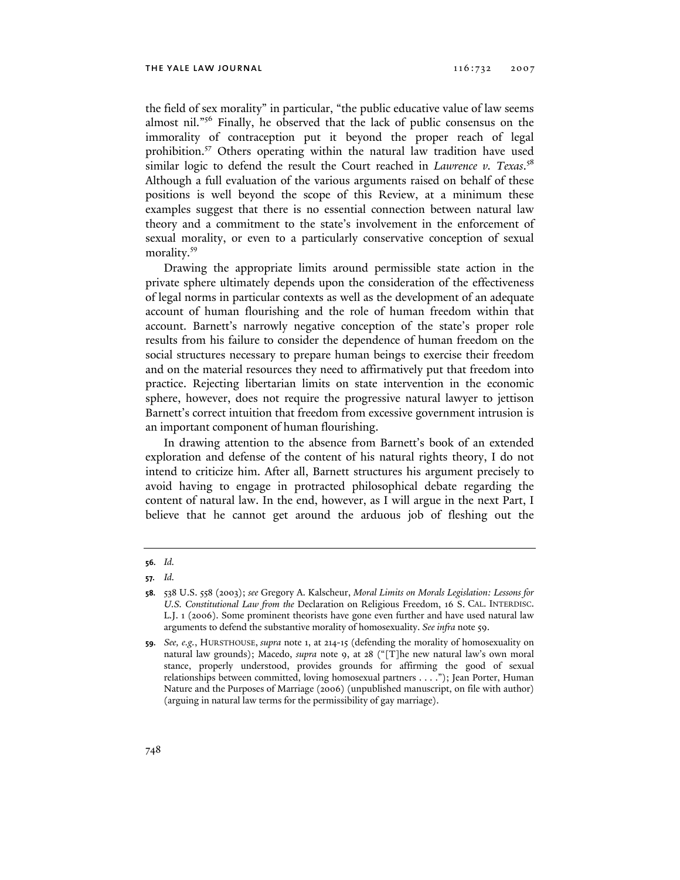the field of sex morality" in particular, "the public educative value of law seems almost nil."[56] Finally, he observed that the lack of public consensus on the immorality of contraception put it beyond the proper reach of legal prohibition.[57] Others operating within the natural law tradition have used similar logic to defend the result the Court reached in *Lawrence v. Texas*.[58] Although a full evaluation of the various arguments raised on behalf of these positions is well beyond the scope of this Review, at a minimum these examples suggest that there is no essential connection between natural law theory and a commitment to the state's involvement in the enforcement of sexual morality, or even to a particularly conservative conception of sexual morality.[59]

Drawing the appropriate limits around permissible state action in the private sphere ultimately depends upon the consideration of the effectiveness of legal norms in particular contexts as well as the development of an adequate account of human flourishing and the role of human freedom within that account. Barnett's narrowly negative conception of the state's proper role results from his failure to consider the dependence of human freedom on the social structures necessary to prepare human beings to exercise their freedom and on the material resources they need to affirmatively put that freedom into practice. Rejecting libertarian limits on state intervention in the economic sphere, however, does not require the progressive natural lawyer to jettison Barnett's correct intuition that freedom from excessive government intrusion is an important component of human flourishing.

In drawing attention to the absence from Barnett's book of an extended exploration and defense of the content of his natural rights theory, I do not intend to criticize him. After all, Barnett structures his argument precisely to avoid having to engage in protracted philosophical debate regarding the content of natural law. In the end, however, as I will argue in the next Part, I believe that he cannot get around the arduous job of fleshing out the

---

**56.** *Id.*

**57.** *Id.*

**58.** 538 U.S. 558 (2003); *see* Gregory A. Kalscheur, *Moral Limits on Morals Legislation: Lessons for U.S. Constitutional Law from the* Declaration on Religious Freedom, 16 S. CAL. INTERDISC. L.J. 1 (2006). Some prominent theorists have gone even further and have used natural law arguments to defend the substantive morality of homosexuality. *See infra* note 59.

**59.** *See, e.g.*, HURSTHOUSE, *supra* note 1, at 214-15 (defending the morality of homosexuality on natural law grounds); Macedo, *supra* note 9, at 28 ("[T]he new natural law's own moral stance, properly understood, provides grounds for affirming the good of sexual relationships between committed, loving homosexual partners . . . ."); Jean Porter, Human Nature and the Purposes of Marriage (2006) (unpublished manuscript, on file with author) (arguing in natural law terms for the permissibility of gay marriage).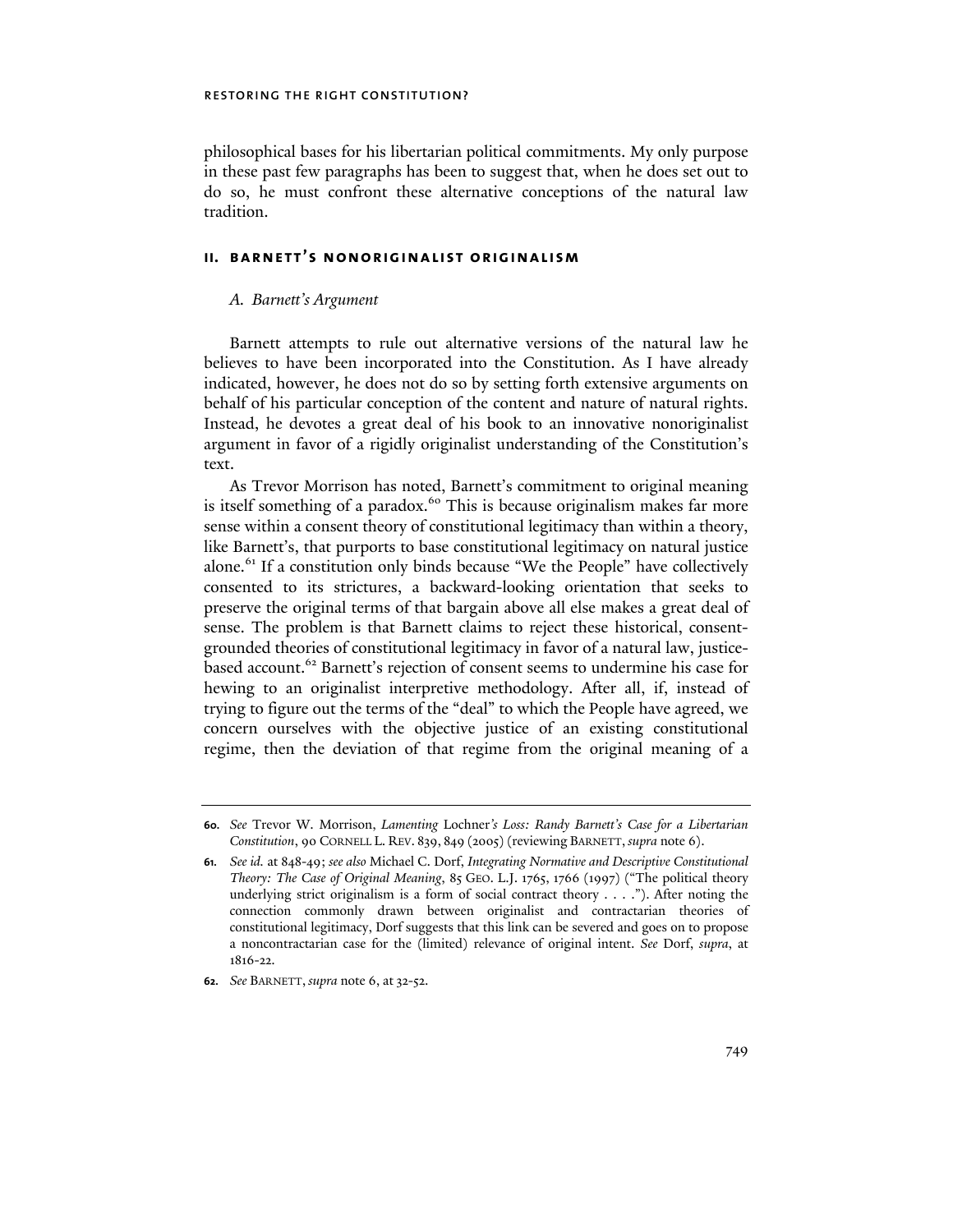philosophical bases for his libertarian political commitments. My only purpose in these past few paragraphs has been to suggest that, when he does set out to do so, he must confront these alternative conceptions of the natural law tradition.

## II. BARNETT'S NONORIGINALIST ORIGINALISM

### *A. Barnett's Argument*

Barnett attempts to rule out alternative versions of the natural law he believes to have been incorporated into the Constitution. As I have already indicated, however, he does not do so by setting forth extensive arguments on behalf of his particular conception of the content and nature of natural rights. Instead, he devotes a great deal of his book to an innovative nonoriginalist argument in favor of a rigidly originalist understanding of the Constitution's text.

As Trevor Morrison has noted, Barnett's commitment to original meaning is itself something of a paradox.[60] This is because originalism makes far more sense within a consent theory of constitutional legitimacy than within a theory, like Barnett's, that purports to base constitutional legitimacy on natural justice alone.[61] If a constitution only binds because "We the People" have collectively consented to its strictures, a backward-looking orientation that seeks to preserve the original terms of that bargain above all else makes a great deal of sense. The problem is that Barnett claims to reject these historical, consent-grounded theories of constitutional legitimacy in favor of a natural law, justice-based account.[62] Barnett's rejection of consent seems to undermine his case for hewing to an originalist interpretive methodology. After all, if, instead of trying to figure out the terms of the "deal" to which the People have agreed, we concern ourselves with the objective justice of an existing constitutional regime, then the deviation of that regime from the original meaning of a

---

60. *See* Trevor W. Morrison, *Lamenting* Lochner*'s Loss: Randy Barnett's Case for a Libertarian Constitution*, 90 CORNELL L. REV. 839, 849 (2005) (reviewing BARNETT, *supra* note 6).

61. *See id.* at 848-49; *see also* Michael C. Dorf, *Integrating Normative and Descriptive Constitutional Theory: The Case of Original Meaning*, 85 GEO. L.J. 1765, 1766 (1997) ("The political theory underlying strict originalism is a form of social contract theory . . . ."). After noting the connection commonly drawn between originalist and contractarian theories of constitutional legitimacy, Dorf suggests that this link can be severed and goes on to propose a noncontractarian case for the (limited) relevance of original intent. *See* Dorf, *supra*, at 1816-22.

62. *See* BARNETT, *supra* note 6, at 32-52.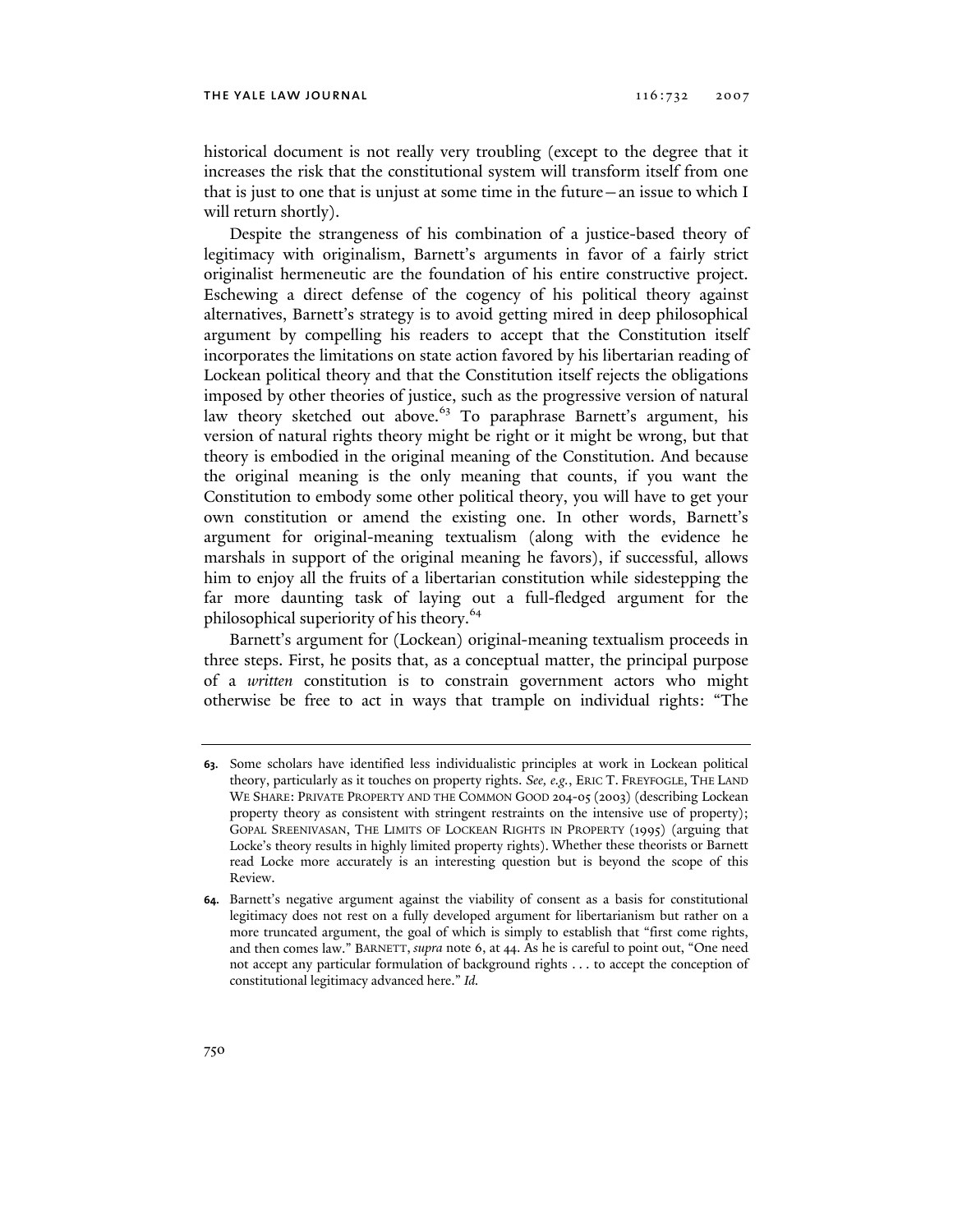historical document is not really very troubling (except to the degree that it increases the risk that the constitutional system will transform itself from one that is just to one that is unjust at some time in the future—an issue to which I will return shortly).

Despite the strangeness of his combination of a justice-based theory of legitimacy with originalism, Barnett's arguments in favor of a fairly strict originalist hermeneutic are the foundation of his entire constructive project. Eschewing a direct defense of the cogency of his political theory against alternatives, Barnett's strategy is to avoid getting mired in deep philosophical argument by compelling his readers to accept that the Constitution itself incorporates the limitations on state action favored by his libertarian reading of Lockean political theory and that the Constitution itself rejects the obligations imposed by other theories of justice, such as the progressive version of natural law theory sketched out above.[63] To paraphrase Barnett's argument, his version of natural rights theory might be right or it might be wrong, but that theory is embodied in the original meaning of the Constitution. And because the original meaning is the only meaning that counts, if you want the Constitution to embody some other political theory, you will have to get your own constitution or amend the existing one. In other words, Barnett's argument for original-meaning textualism (along with the evidence he marshals in support of the original meaning he favors), if successful, allows him to enjoy all the fruits of a libertarian constitution while sidestepping the far more daunting task of laying out a full-fledged argument for the philosophical superiority of his theory.[64]

Barnett's argument for (Lockean) original-meaning textualism proceeds in three steps. First, he posits that, as a conceptual matter, the principal purpose of a *written* constitution is to constrain government actors who might otherwise be free to act in ways that trample on individual rights: "The

---

**63.** Some scholars have identified less individualistic principles at work in Lockean political theory, particularly as it touches on property rights. *See, e.g.*, ERIC T. FREYFOGLE, THE LAND WE SHARE: PRIVATE PROPERTY AND THE COMMON GOOD 204-05 (2003) (describing Lockean property theory as consistent with stringent restraints on the intensive use of property); GOPAL SREENIVASAN, THE LIMITS OF LOCKEAN RIGHTS IN PROPERTY (1995) (arguing that Locke's theory results in highly limited property rights). Whether these theorists or Barnett read Locke more accurately is an interesting question but is beyond the scope of this Review.

**64.** Barnett's negative argument against the viability of consent as a basis for constitutional legitimacy does not rest on a fully developed argument for libertarianism but rather on a more truncated argument, the goal of which is simply to establish that "first come rights, and then comes law." BARNETT, *supra* note 6, at 44. As he is careful to point out, "One need not accept any particular formulation of background rights . . . to accept the conception of constitutional legitimacy advanced here." *Id.*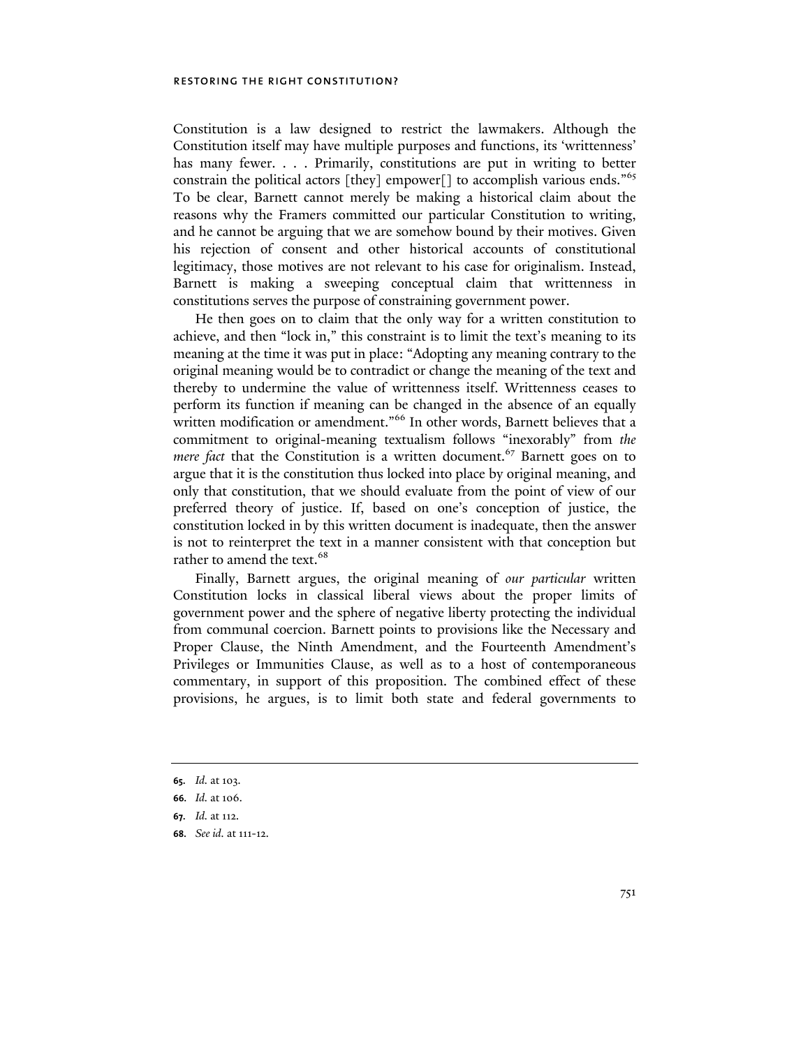Constitution is a law designed to restrict the lawmakers. Although the Constitution itself may have multiple purposes and functions, its 'writtenness' has many fewer. . . . Primarily, constitutions are put in writing to better constrain the political actors [they] empower[] to accomplish various ends."[65] To be clear, Barnett cannot merely be making a historical claim about the reasons why the Framers committed our particular Constitution to writing, and he cannot be arguing that we are somehow bound by their motives. Given his rejection of consent and other historical accounts of constitutional legitimacy, those motives are not relevant to his case for originalism. Instead, Barnett is making a sweeping conceptual claim that writtenness in constitutions serves the purpose of constraining government power.

He then goes on to claim that the only way for a written constitution to achieve, and then "lock in," this constraint is to limit the text's meaning to its meaning at the time it was put in place: "Adopting any meaning contrary to the original meaning would be to contradict or change the meaning of the text and thereby to undermine the value of writtenness itself. Writtenness ceases to perform its function if meaning can be changed in the absence of an equally written modification or amendment."[66] In other words, Barnett believes that a commitment to original-meaning textualism follows "inexorably" from *the mere fact* that the Constitution is a written document.[67] Barnett goes on to argue that it is the constitution thus locked into place by original meaning, and only that constitution, that we should evaluate from the point of view of our preferred theory of justice. If, based on one's conception of justice, the constitution locked in by this written document is inadequate, then the answer is not to reinterpret the text in a manner consistent with that conception but rather to amend the text.[68]

Finally, Barnett argues, the original meaning of *our particular* written Constitution locks in classical liberal views about the proper limits of government power and the sphere of negative liberty protecting the individual from communal coercion. Barnett points to provisions like the Necessary and Proper Clause, the Ninth Amendment, and the Fourteenth Amendment's Privileges or Immunities Clause, as well as to a host of contemporaneous commentary, in support of this proposition. The combined effect of these provisions, he argues, is to limit both state and federal governments to

---

**65.** *Id.* at 103.

**66.** *Id.* at 106.

**67.** *Id.* at 112.

**68.** *See id.* at 111-12.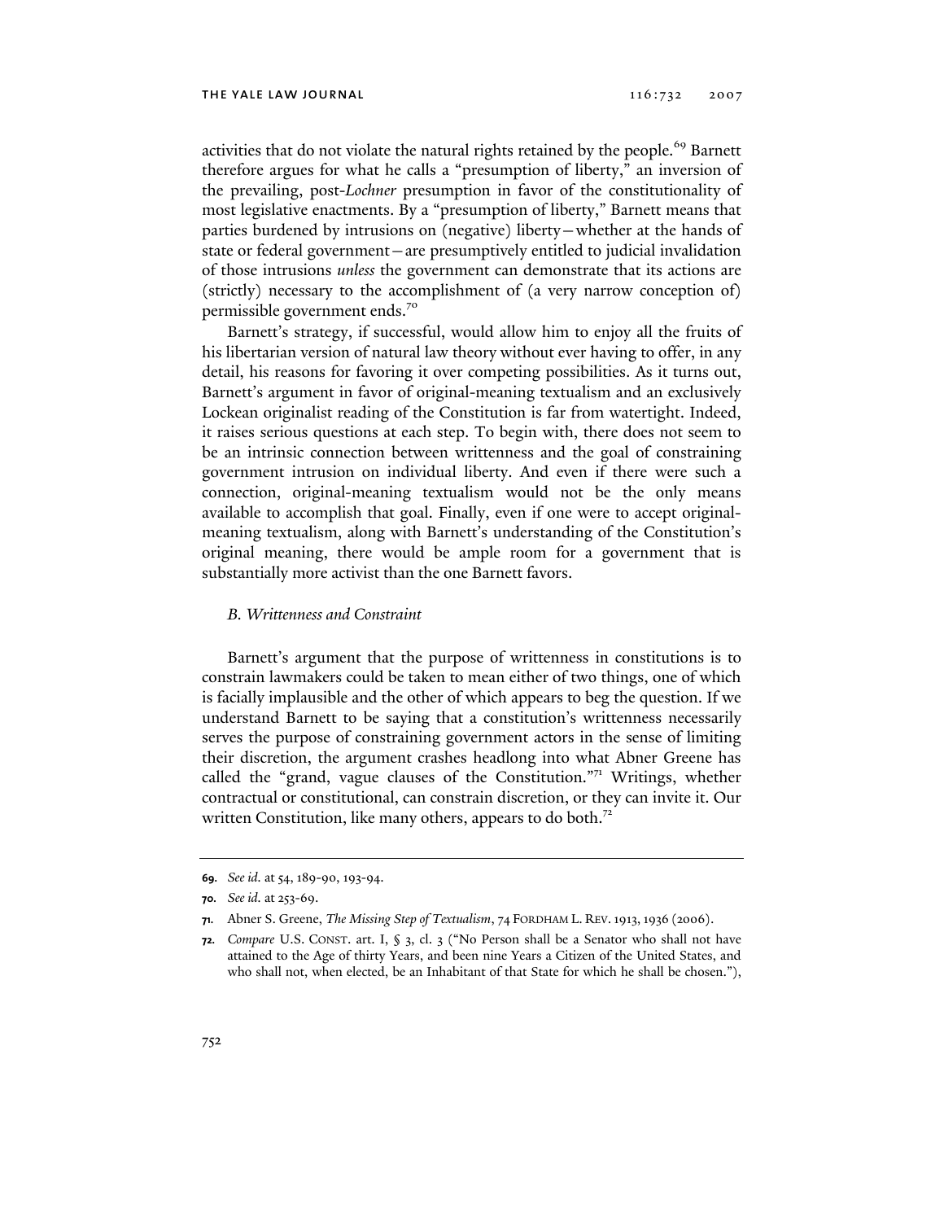activities that do not violate the natural rights retained by the people.[69] Barnett therefore argues for what he calls a "presumption of liberty," an inversion of the prevailing, post-*Lochner* presumption in favor of the constitutionality of most legislative enactments. By a "presumption of liberty," Barnett means that parties burdened by intrusions on (negative) liberty—whether at the hands of state or federal government—are presumptively entitled to judicial invalidation of those intrusions *unless* the government can demonstrate that its actions are (strictly) necessary to the accomplishment of (a very narrow conception of) permissible government ends.[70]

Barnett's strategy, if successful, would allow him to enjoy all the fruits of his libertarian version of natural law theory without ever having to offer, in any detail, his reasons for favoring it over competing possibilities. As it turns out, Barnett's argument in favor of original-meaning textualism and an exclusively Lockean originalist reading of the Constitution is far from watertight. Indeed, it raises serious questions at each step. To begin with, there does not seem to be an intrinsic connection between writtenness and the goal of constraining government intrusion on individual liberty. And even if there were such a connection, original-meaning textualism would not be the only means available to accomplish that goal. Finally, even if one were to accept original-meaning textualism, along with Barnett's understanding of the Constitution's original meaning, there would be ample room for a government that is substantially more activist than the one Barnett favors.

### *B. Writtenness and Constraint*

Barnett's argument that the purpose of writtenness in constitutions is to constrain lawmakers could be taken to mean either of two things, one of which is facially implausible and the other of which appears to beg the question. If we understand Barnett to be saying that a constitution's writtenness necessarily serves the purpose of constraining government actors in the sense of limiting their discretion, the argument crashes headlong into what Abner Greene has called the "grand, vague clauses of the Constitution."[71] Writings, whether contractual or constitutional, can constrain discretion, or they can invite it. Our written Constitution, like many others, appears to do both.[72]

---

**69.** *See id.* at 54, 189-90, 193-94.

**70.** *See id.* at 253-69.

**71.** Abner S. Greene, *The Missing Step of Textualism*, 74 FORDHAM L. REV. 1913, 1936 (2006).

**72.** *Compare* U.S. CONST. art. I, § 3, cl. 3 ("No Person shall be a Senator who shall not have attained to the Age of thirty Years, and been nine Years a Citizen of the United States, and who shall not, when elected, be an Inhabitant of that State for which he shall be chosen."),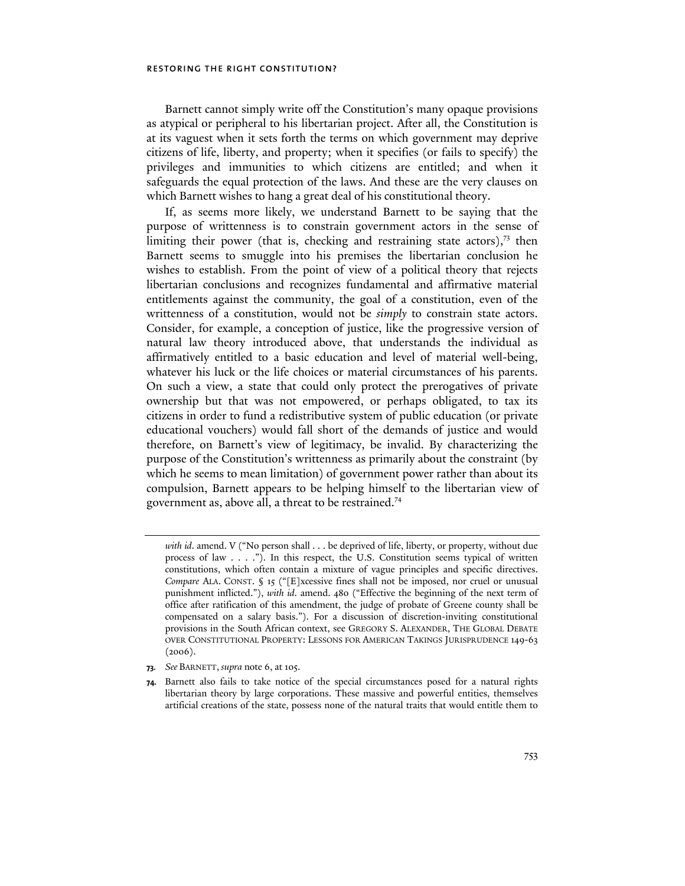Barnett cannot simply write off the Constitution's many opaque provisions as atypical or peripheral to his libertarian project. After all, the Constitution is at its vaguest when it sets forth the terms on which government may deprive citizens of life, liberty, and property; when it specifies (or fails to specify) the privileges and immunities to which citizens are entitled; and when it safeguards the equal protection of the laws. And these are the very clauses on which Barnett wishes to hang a great deal of his constitutional theory.

If, as seems more likely, we understand Barnett to be saying that the purpose of writtenness is to constrain government actors in the sense of limiting their power (that is, checking and restraining state actors),[73] then Barnett seems to smuggle into his premises the libertarian conclusion he wishes to establish. From the point of view of a political theory that rejects libertarian conclusions and recognizes fundamental and affirmative material entitlements against the community, the goal of a constitution, even of the writtenness of a constitution, would not be *simply* to constrain state actors. Consider, for example, a conception of justice, like the progressive version of natural law theory introduced above, that understands the individual as affirmatively entitled to a basic education and level of material well-being, whatever his luck or the life choices or material circumstances of his parents. On such a view, a state that could only protect the prerogatives of private ownership but that was not empowered, or perhaps obligated, to tax its citizens in order to fund a redistributive system of public education (or private educational vouchers) would fall short of the demands of justice and would therefore, on Barnett's view of legitimacy, be invalid. By characterizing the purpose of the Constitution's writtenness as primarily about the constraint (by which he seems to mean limitation) of government power rather than about its compulsion, Barnett appears to be helping himself to the libertarian view of government as, above all, a threat to be restrained.[74]

---

*with id*. amend. V ("No person shall . . . be deprived of life, liberty, or property, without due process of law . . . ."). In this respect, the U.S. Constitution seems typical of written constitutions, which often contain a mixture of vague principles and specific directives. *Compare* ALA. CONST. § 15 ("[E]xcessive fines shall not be imposed, nor cruel or unusual punishment inflicted."), *with id*. amend. 480 ("Effective the beginning of the next term of office after ratification of this amendment, the judge of probate of Greene county shall be compensated on a salary basis."). For a discussion of discretion-inviting constitutional provisions in the South African context, see GREGORY S. ALEXANDER, THE GLOBAL DEBATE OVER CONSTITUTIONAL PROPERTY: LESSONS FOR AMERICAN TAKINGS JURISPRUDENCE 149-63 (2006).

**73.** *See* BARNETT, *supra* note 6, at 105.

**74.** Barnett also fails to take notice of the special circumstances posed for a natural rights libertarian theory by large corporations. These massive and powerful entities, themselves artificial creations of the state, possess none of the natural traits that would entitle them to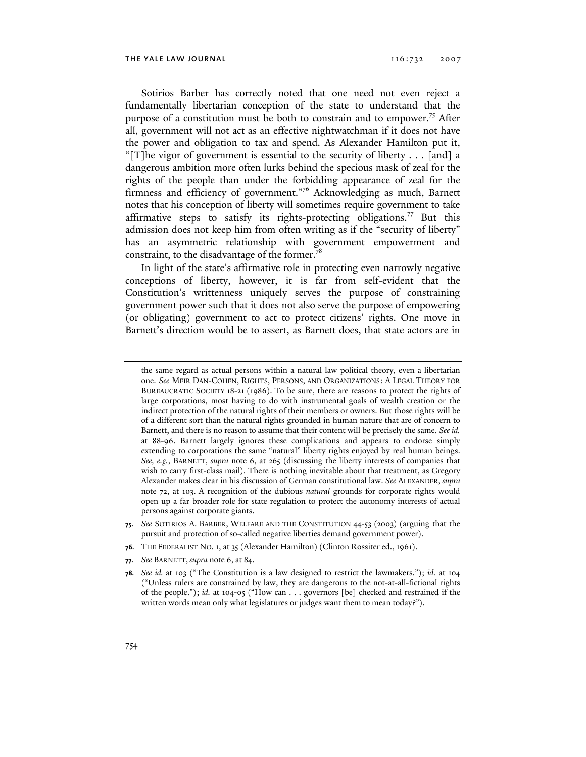Sotirios Barber has correctly noted that one need not even reject a fundamentally libertarian conception of the state to understand that the purpose of a constitution must be both to constrain and to empower.[75] After all, government will not act as an effective nightwatchman if it does not have the power and obligation to tax and spend. As Alexander Hamilton put it, "[T]he vigor of government is essential to the security of liberty . . . [and] a dangerous ambition more often lurks behind the specious mask of zeal for the rights of the people than under the forbidding appearance of zeal for the firmness and efficiency of government."[76] Acknowledging as much, Barnett notes that his conception of liberty will sometimes require government to take affirmative steps to satisfy its rights-protecting obligations.[77] But this admission does not keep him from often writing as if the "security of liberty" has an asymmetric relationship with government empowerment and constraint, to the disadvantage of the former.[78]

In light of the state's affirmative role in protecting even narrowly negative conceptions of liberty, however, it is far from self-evident that the Constitution's writtenness uniquely serves the purpose of constraining government power such that it does not also serve the purpose of empowering (or obligating) government to act to protect citizens' rights. One move in Barnett's direction would be to assert, as Barnett does, that state actors are in

---

the same regard as actual persons within a natural law political theory, even a libertarian one. *See* MEIR DAN-COHEN, RIGHTS, PERSONS, AND ORGANIZATIONS: A LEGAL THEORY FOR BUREAUCRATIC SOCIETY 18-21 (1986). To be sure, there are reasons to protect the rights of large corporations, most having to do with instrumental goals of wealth creation or the indirect protection of the natural rights of their members or owners. But those rights will be of a different sort than the natural rights grounded in human nature that are of concern to Barnett, and there is no reason to assume that their content will be precisely the same. *See id.* at 88-96. Barnett largely ignores these complications and appears to endorse simply extending to corporations the same "natural" liberty rights enjoyed by real human beings. *See, e.g.*, BARNETT, *supra* note 6, at 265 (discussing the liberty interests of companies that wish to carry first-class mail). There is nothing inevitable about that treatment, as Gregory Alexander makes clear in his discussion of German constitutional law. *See* ALEXANDER, *supra* note 72, at 103. A recognition of the dubious *natural* grounds for corporate rights would open up a far broader role for state regulation to protect the autonomy interests of actual persons against corporate giants.

75. *See* SOTIRIOS A. BARBER, WELFARE AND THE CONSTITUTION 44-53 (2003) (arguing that the pursuit and protection of so-called negative liberties demand government power).

76. THE FEDERALIST NO. 1, at 35 (Alexander Hamilton) (Clinton Rossiter ed., 1961).

77. *See* BARNETT, *supra* note 6, at 84.

78. *See id.* at 103 ("The Constitution is a law designed to restrict the lawmakers."); *id.* at 104 ("Unless rulers are constrained by law, they are dangerous to the not-at-all-fictional rights of the people."); *id.* at 104-05 ("How can . . . governors [be] checked and restrained if the written words mean only what legislatures or judges want them to mean today?").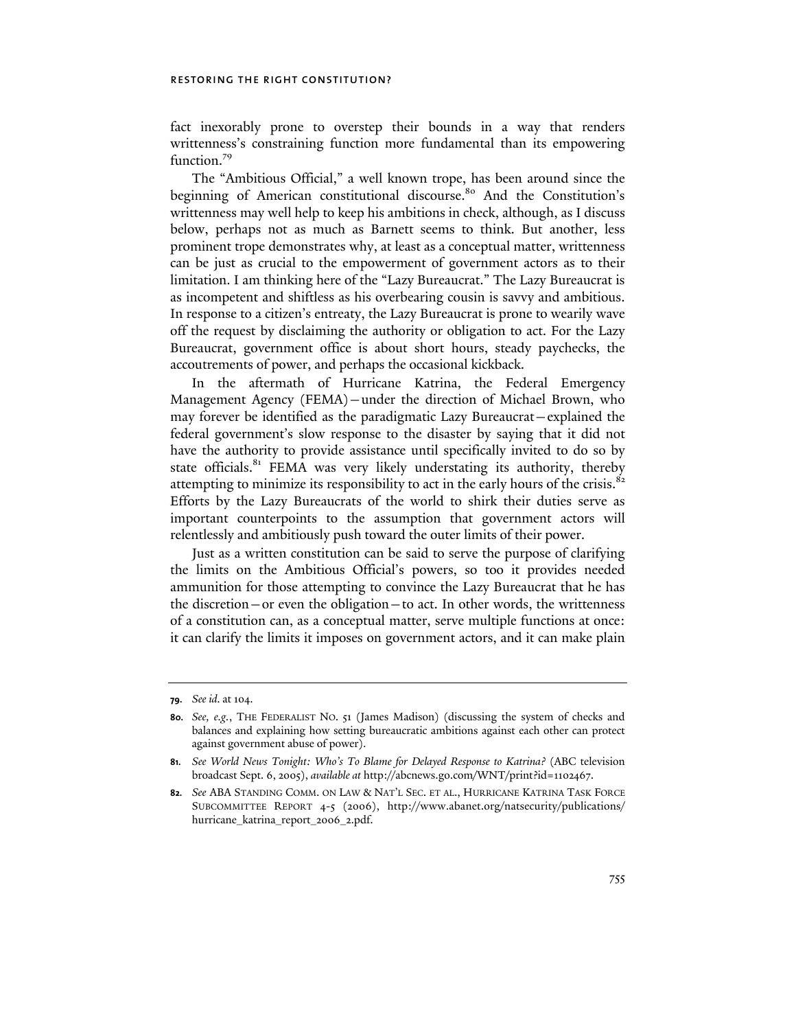fact inexorably prone to overstep their bounds in a way that renders writtenness's constraining function more fundamental than its empowering function.[79]

The "Ambitious Official," a well known trope, has been around since the beginning of American constitutional discourse.[80] And the Constitution's writtenness may well help to keep his ambitions in check, although, as I discuss below, perhaps not as much as Barnett seems to think. But another, less prominent trope demonstrates why, at least as a conceptual matter, writtenness can be just as crucial to the empowerment of government actors as to their limitation. I am thinking here of the "Lazy Bureaucrat." The Lazy Bureaucrat is as incompetent and shiftless as his overbearing cousin is savvy and ambitious. In response to a citizen's entreaty, the Lazy Bureaucrat is prone to wearily wave off the request by disclaiming the authority or obligation to act. For the Lazy Bureaucrat, government office is about short hours, steady paychecks, the accoutrements of power, and perhaps the occasional kickback.

In the aftermath of Hurricane Katrina, the Federal Emergency Management Agency (FEMA)—under the direction of Michael Brown, who may forever be identified as the paradigmatic Lazy Bureaucrat—explained the federal government's slow response to the disaster by saying that it did not have the authority to provide assistance until specifically invited to do so by state officials.[81] FEMA was very likely understating its authority, thereby attempting to minimize its responsibility to act in the early hours of the crisis.[82] Efforts by the Lazy Bureaucrats of the world to shirk their duties serve as important counterpoints to the assumption that government actors will relentlessly and ambitiously push toward the outer limits of their power.

Just as a written constitution can be said to serve the purpose of clarifying the limits on the Ambitious Official's powers, so too it provides needed ammunition for those attempting to convince the Lazy Bureaucrat that he has the discretion—or even the obligation—to act. In other words, the writtenness of a constitution can, as a conceptual matter, serve multiple functions at once: it can clarify the limits it imposes on government actors, and it can make plain

---

**79.** *See id.* at 104.

**80.** *See, e.g.*, THE FEDERALIST NO. 51 (James Madison) (discussing the system of checks and balances and explaining how setting bureaucratic ambitions against each other can protect against government abuse of power).

**81.** *See World News Tonight: Who's To Blame for Delayed Response to Katrina?* (ABC television broadcast Sept. 6, 2005), *available at* http://abcnews.go.com/WNT/print?id=1102467.

**82.** *See* ABA STANDING COMM. ON LAW & NAT'L SEC. ET AL., HURRICANE KATRINA TASK FORCE SUBCOMMITTEE REPORT 4-5 (2006), http://www.abanet.org/natsecurity/publications/hurricane_katrina_report_2006_2.pdf.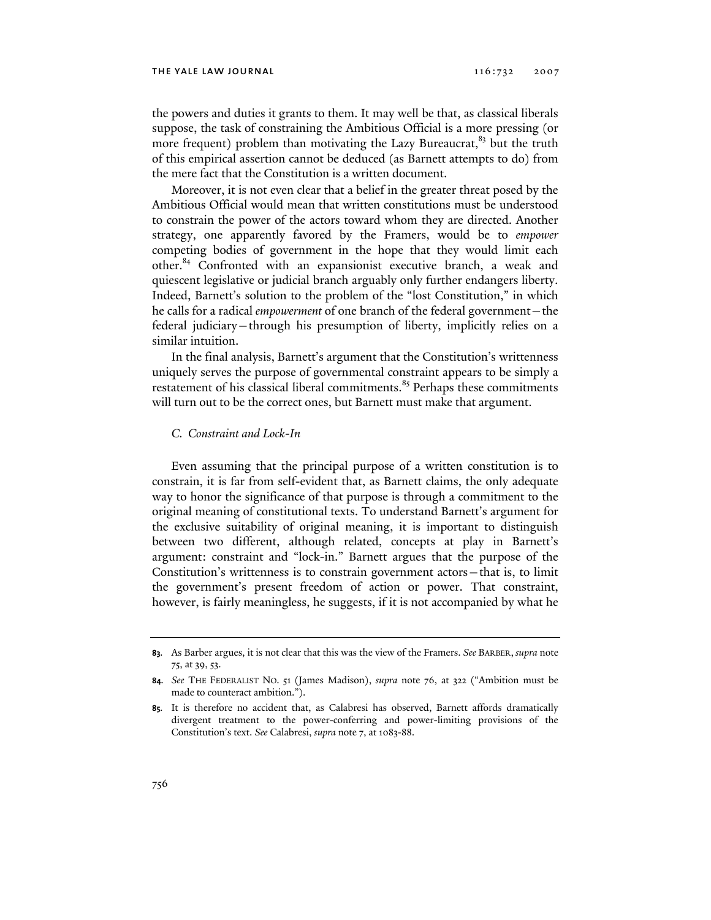the powers and duties it grants to them. It may well be that, as classical liberals suppose, the task of constraining the Ambitious Official is a more pressing (or more frequent) problem than motivating the Lazy Bureaucrat,[83] but the truth of this empirical assertion cannot be deduced (as Barnett attempts to do) from the mere fact that the Constitution is a written document.

Moreover, it is not even clear that a belief in the greater threat posed by the Ambitious Official would mean that written constitutions must be understood to constrain the power of the actors toward whom they are directed. Another strategy, one apparently favored by the Framers, would be to *empower* competing bodies of government in the hope that they would limit each other.[84] Confronted with an expansionist executive branch, a weak and quiescent legislative or judicial branch arguably only further endangers liberty. Indeed, Barnett's solution to the problem of the "lost Constitution," in which he calls for a radical *empowerment* of one branch of the federal government—the federal judiciary—through his presumption of liberty, implicitly relies on a similar intuition.

In the final analysis, Barnett's argument that the Constitution's writtenness uniquely serves the purpose of governmental constraint appears to be simply a restatement of his classical liberal commitments.[85] Perhaps these commitments will turn out to be the correct ones, but Barnett must make that argument.

### *C. Constraint and Lock-In*

Even assuming that the principal purpose of a written constitution is to constrain, it is far from self-evident that, as Barnett claims, the only adequate way to honor the significance of that purpose is through a commitment to the original meaning of constitutional texts. To understand Barnett's argument for the exclusive suitability of original meaning, it is important to distinguish between two different, although related, concepts at play in Barnett's argument: constraint and "lock-in." Barnett argues that the purpose of the Constitution's writtenness is to constrain government actors—that is, to limit the government's present freedom of action or power. That constraint, however, is fairly meaningless, he suggests, if it is not accompanied by what he

---

**83.** As Barber argues, it is not clear that this was the view of the Framers. *See* BARBER, *supra* note 75, at 39, 53.

**84.** *See* THE FEDERALIST NO. 51 (James Madison), *supra* note 76, at 322 ("Ambition must be made to counteract ambition.").

**85.** It is therefore no accident that, as Calabresi has observed, Barnett affords dramatically divergent treatment to the power-conferring and power-limiting provisions of the Constitution's text. *See* Calabresi, *supra* note 7, at 1083-88.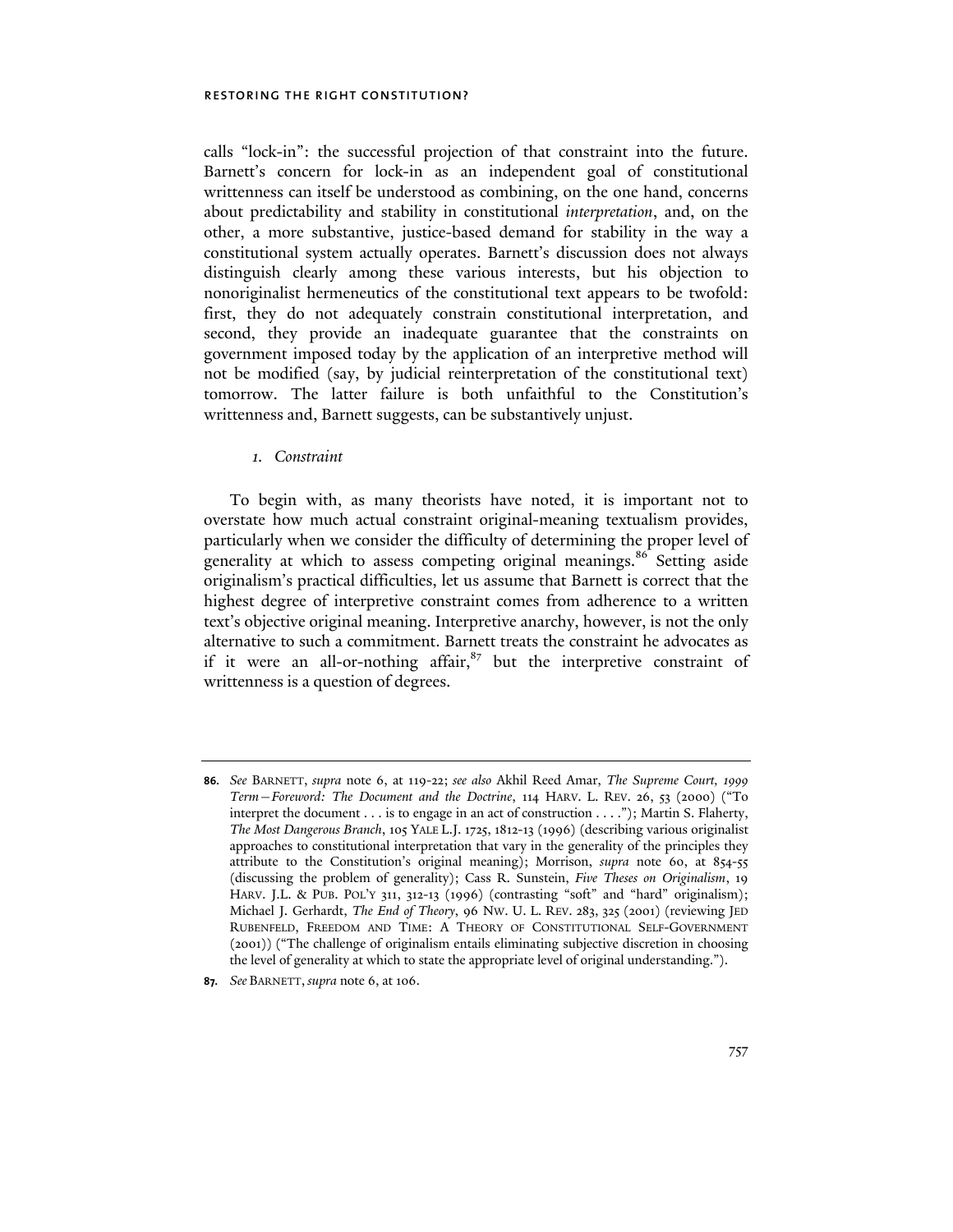calls "lock-in": the successful projection of that constraint into the future. Barnett's concern for lock-in as an independent goal of constitutional writtenness can itself be understood as combining, on the one hand, concerns about predictability and stability in constitutional *interpretation*, and, on the other, a more substantive, justice-based demand for stability in the way a constitutional system actually operates. Barnett's discussion does not always distinguish clearly among these various interests, but his objection to nonoriginalist hermeneutics of the constitutional text appears to be twofold: first, they do not adequately constrain constitutional interpretation, and second, they provide an inadequate guarantee that the constraints on government imposed today by the application of an interpretive method will not be modified (say, by judicial reinterpretation of the constitutional text) tomorrow. The latter failure is both unfaithful to the Constitution's writtenness and, Barnett suggests, can be substantively unjust.

### *1. Constraint*

To begin with, as many theorists have noted, it is important not to overstate how much actual constraint original-meaning textualism provides, particularly when we consider the difficulty of determining the proper level of generality at which to assess competing original meanings.[86] Setting aside originalism's practical difficulties, let us assume that Barnett is correct that the highest degree of interpretive constraint comes from adherence to a written text's objective original meaning. Interpretive anarchy, however, is not the only alternative to such a commitment. Barnett treats the constraint he advocates as if it were an all-or-nothing affair,[87] but the interpretive constraint of writtenness is a question of degrees.

---

**86.** *See* BARNETT, *supra* note 6, at 119-22; *see also* Akhil Reed Amar, *The Supreme Court, 1999 Term—Foreword: The Document and the Doctrine*, 114 HARV. L. REV. 26, 53 (2000) ("To interpret the document . . . is to engage in an act of construction . . . ."); Martin S. Flaherty, *The Most Dangerous Branch*, 105 YALE L.J. 1725, 1812-13 (1996) (describing various originalist approaches to constitutional interpretation that vary in the generality of the principles they attribute to the Constitution's original meaning); Morrison, *supra* note 60, at 854-55 (discussing the problem of generality); Cass R. Sunstein, *Five Theses on Originalism*, 19 HARV. J.L. & PUB. POL'Y 311, 312-13 (1996) (contrasting "soft" and "hard" originalism); Michael J. Gerhardt, *The End of Theory*, 96 NW. U. L. REV. 283, 325 (2001) (reviewing JED RUBENFELD, FREEDOM AND TIME: A THEORY OF CONSTITUTIONAL SELF-GOVERNMENT (2001)) ("The challenge of originalism entails eliminating subjective discretion in choosing the level of generality at which to state the appropriate level of original understanding.").

**87.** *See* BARNETT, *supra* note 6, at 106.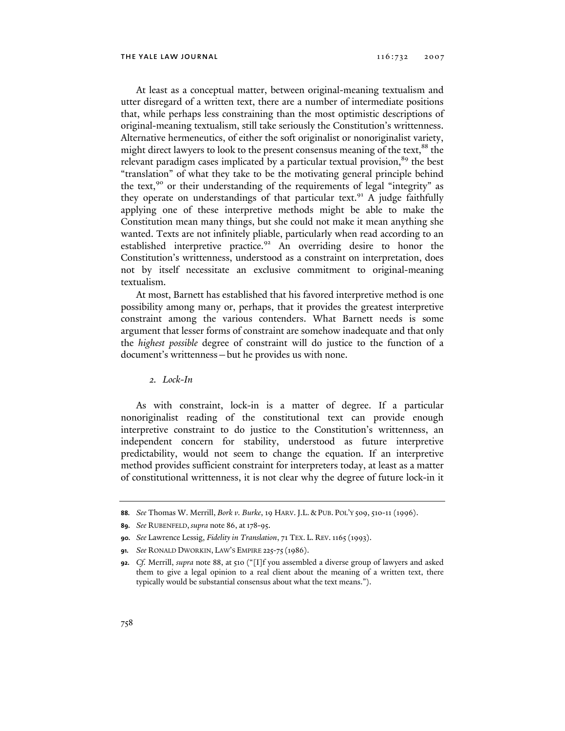At least as a conceptual matter, between original-meaning textualism and utter disregard of a written text, there are a number of intermediate positions that, while perhaps less constraining than the most optimistic descriptions of original-meaning textualism, still take seriously the Constitution's writtenness. Alternative hermeneutics, of either the soft originalist or nonoriginalist variety, might direct lawyers to look to the present consensus meaning of the text,[88] the relevant paradigm cases implicated by a particular textual provision,[89] the best "translation" of what they take to be the motivating general principle behind the text,[90] or their understanding of the requirements of legal "integrity" as they operate on understandings of that particular text.[91] A judge faithfully applying one of these interpretive methods might be able to make the Constitution mean many things, but she could not make it mean anything she wanted. Texts are not infinitely pliable, particularly when read according to an established interpretive practice.[92] An overriding desire to honor the Constitution's writtenness, understood as a constraint on interpretation, does not by itself necessitate an exclusive commitment to original-meaning textualism.

At most, Barnett has established that his favored interpretive method is one possibility among many or, perhaps, that it provides the greatest interpretive constraint among the various contenders. What Barnett needs is some argument that lesser forms of constraint are somehow inadequate and that only the *highest possible* degree of constraint will do justice to the function of a document's writtenness—but he provides us with none.

### *2. Lock-In*

As with constraint, lock-in is a matter of degree. If a particular nonoriginalist reading of the constitutional text can provide enough interpretive constraint to do justice to the Constitution's writtenness, an independent concern for stability, understood as future interpretive predictability, would not seem to change the equation. If an interpretive method provides sufficient constraint for interpreters today, at least as a matter of constitutional writtenness, it is not clear why the degree of future lock-in it

---

88. *See* Thomas W. Merrill, *Bork v. Burke*, 19 HARV. J.L. & PUB. POL'Y 509, 510-11 (1996).

89. *See* RUBENFELD, *supra* note 86, at 178-95.

90. *See* Lawrence Lessig, *Fidelity in Translation*, 71 TEX. L. REV. 1165 (1993).

91. *See* RONALD DWORKIN, LAW'S EMPIRE 225-75 (1986).

92. *Cf.* Merrill, *supra* note 88, at 510 ("[I]f you assembled a diverse group of lawyers and asked them to give a legal opinion to a real client about the meaning of a written text, there typically would be substantial consensus about what the text means.").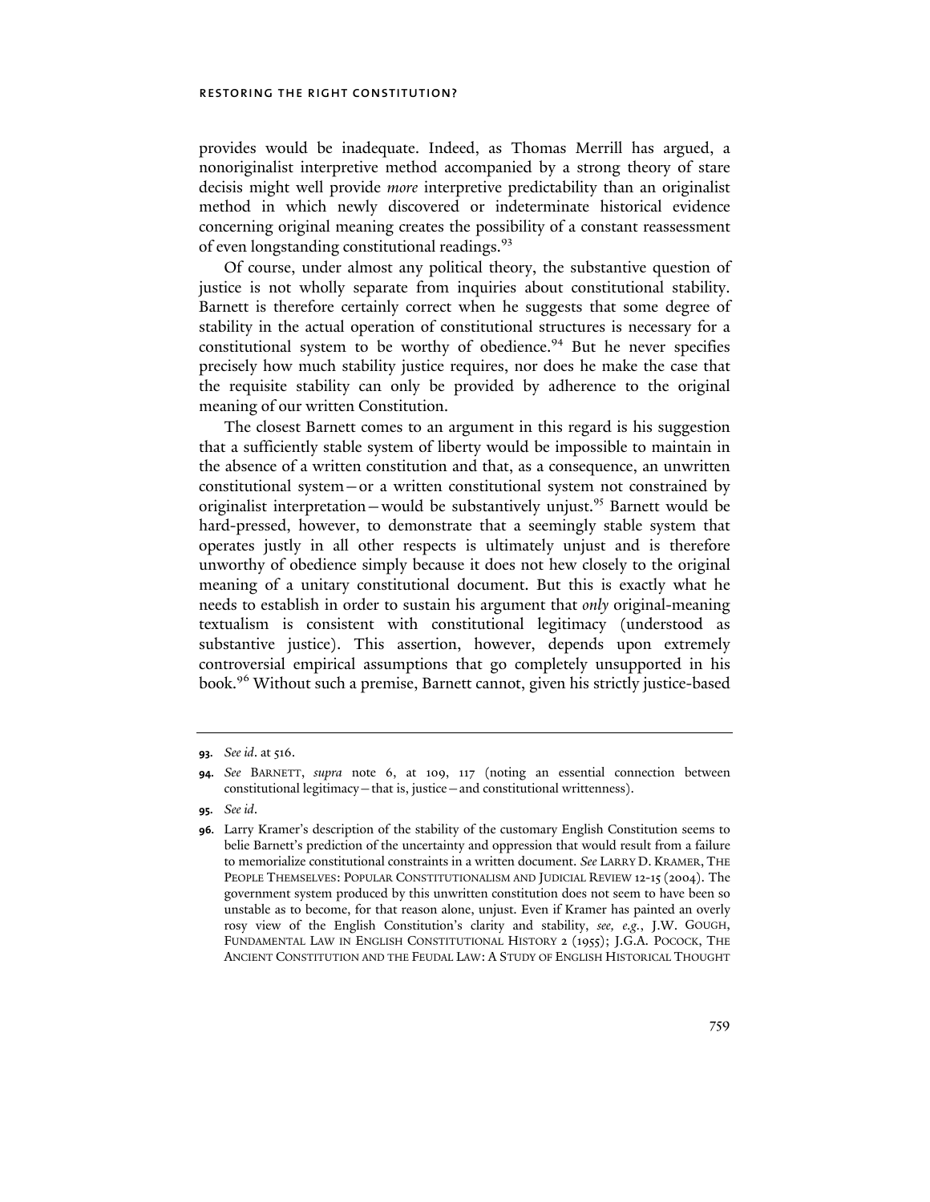provides would be inadequate. Indeed, as Thomas Merrill has argued, a nonoriginalist interpretive method accompanied by a strong theory of stare decisis might well provide *more* interpretive predictability than an originalist method in which newly discovered or indeterminate historical evidence concerning original meaning creates the possibility of a constant reassessment of even longstanding constitutional readings.[93]

Of course, under almost any political theory, the substantive question of justice is not wholly separate from inquiries about constitutional stability. Barnett is therefore certainly correct when he suggests that some degree of stability in the actual operation of constitutional structures is necessary for a constitutional system to be worthy of obedience.[94] But he never specifies precisely how much stability justice requires, nor does he make the case that the requisite stability can only be provided by adherence to the original meaning of our written Constitution.

The closest Barnett comes to an argument in this regard is his suggestion that a sufficiently stable system of liberty would be impossible to maintain in the absence of a written constitution and that, as a consequence, an unwritten constitutional system—or a written constitutional system not constrained by originalist interpretation—would be substantively unjust.[95] Barnett would be hard-pressed, however, to demonstrate that a seemingly stable system that operates justly in all other respects is ultimately unjust and is therefore unworthy of obedience simply because it does not hew closely to the original meaning of a unitary constitutional document. But this is exactly what he needs to establish in order to sustain his argument that *only* original-meaning textualism is consistent with constitutional legitimacy (understood as substantive justice). This assertion, however, depends upon extremely controversial empirical assumptions that go completely unsupported in his book.[96] Without such a premise, Barnett cannot, given his strictly justice-based

---

**93.** *See id*. at 516.

**94.** *See* BARNETT, *supra* note 6, at 109, 117 (noting an essential connection between constitutional legitimacy—that is, justice—and constitutional writtenness).

**95.** *See id*.

**96.** Larry Kramer's description of the stability of the customary English Constitution seems to belie Barnett's prediction of the uncertainty and oppression that would result from a failure to memorialize constitutional constraints in a written document. *See* LARRY D. KRAMER, THE PEOPLE THEMSELVES: POPULAR CONSTITUTIONALISM AND JUDICIAL REVIEW 12-15 (2004). The government system produced by this unwritten constitution does not seem to have been so unstable as to become, for that reason alone, unjust. Even if Kramer has painted an overly rosy view of the English Constitution's clarity and stability, *see, e.g.*, J.W. GOUGH, FUNDAMENTAL LAW IN ENGLISH CONSTITUTIONAL HISTORY 2 (1955); J.G.A. POCOCK, THE ANCIENT CONSTITUTION AND THE FEUDAL LAW: A STUDY OF ENGLISH HISTORICAL THOUGHT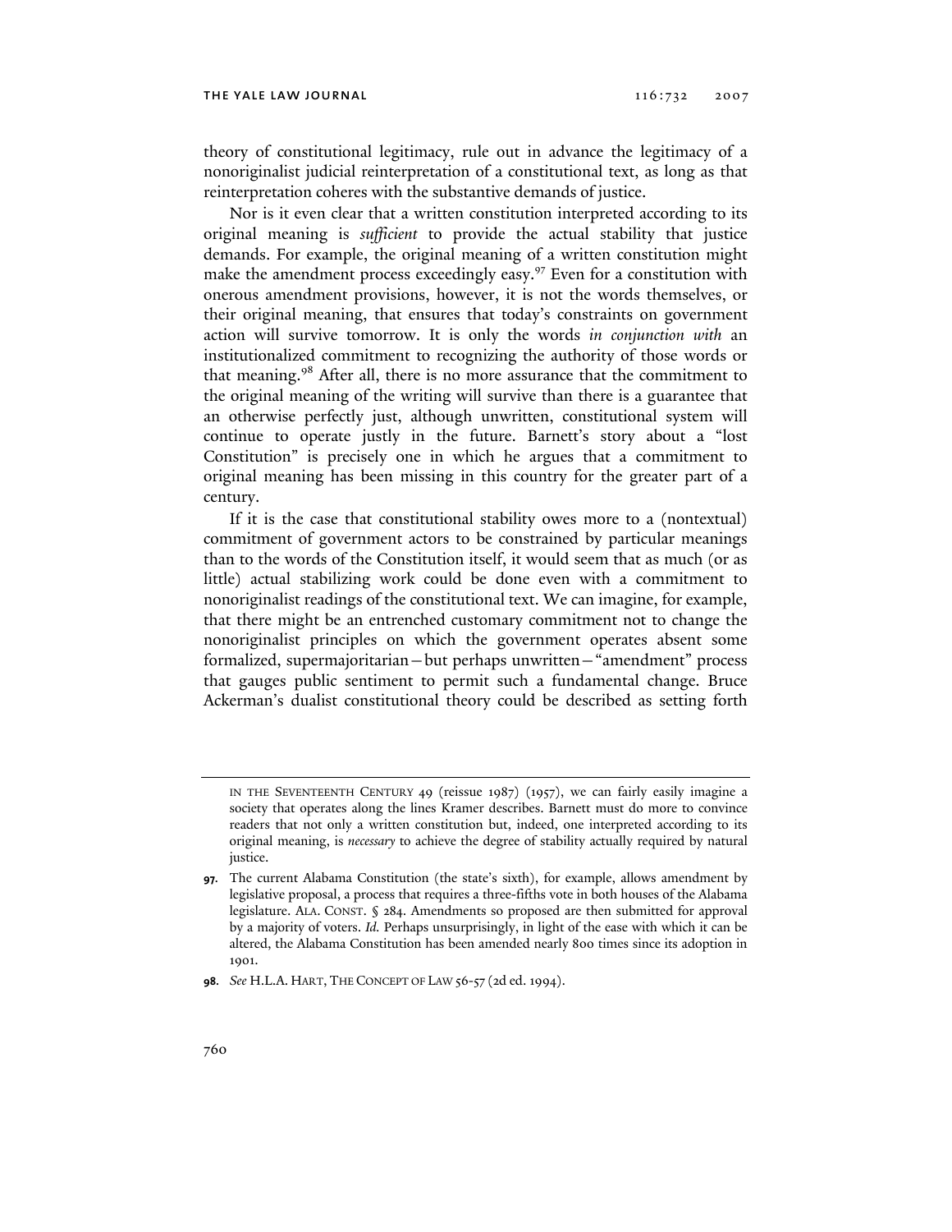theory of constitutional legitimacy, rule out in advance the legitimacy of a nonoriginalist judicial reinterpretation of a constitutional text, as long as that reinterpretation coheres with the substantive demands of justice.

Nor is it even clear that a written constitution interpreted according to its original meaning is *sufficient* to provide the actual stability that justice demands. For example, the original meaning of a written constitution might make the amendment process exceedingly easy.[97] Even for a constitution with onerous amendment provisions, however, it is not the words themselves, or their original meaning, that ensures that today's constraints on government action will survive tomorrow. It is only the words *in conjunction with* an institutionalized commitment to recognizing the authority of those words or that meaning.[98] After all, there is no more assurance that the commitment to the original meaning of the writing will survive than there is a guarantee that an otherwise perfectly just, although unwritten, constitutional system will continue to operate justly in the future. Barnett's story about a "lost Constitution" is precisely one in which he argues that a commitment to original meaning has been missing in this country for the greater part of a century.

If it is the case that constitutional stability owes more to a (nontextual) commitment of government actors to be constrained by particular meanings than to the words of the Constitution itself, it would seem that as much (or as little) actual stabilizing work could be done even with a commitment to nonoriginalist readings of the constitutional text. We can imagine, for example, that there might be an entrenched customary commitment not to change the nonoriginalist principles on which the government operates absent some formalized, supermajoritarian—but perhaps unwritten—"amendment" process that gauges public sentiment to permit such a fundamental change. Bruce Ackerman's dualist constitutional theory could be described as setting forth

---

IN THE SEVENTEENTH CENTURY 49 (reissue 1987) (1957), we can fairly easily imagine a society that operates along the lines Kramer describes. Barnett must do more to convince readers that not only a written constitution but, indeed, one interpreted according to its original meaning, is *necessary* to achieve the degree of stability actually required by natural justice.

**97.** The current Alabama Constitution (the state's sixth), for example, allows amendment by legislative proposal, a process that requires a three-fifths vote in both houses of the Alabama legislature. ALA. CONST. § 284. Amendments so proposed are then submitted for approval by a majority of voters. *Id.* Perhaps unsurprisingly, in light of the ease with which it can be altered, the Alabama Constitution has been amended nearly 800 times since its adoption in 1901.

**98.** *See* H.L.A. HART, THE CONCEPT OF LAW 56-57 (2d ed. 1994).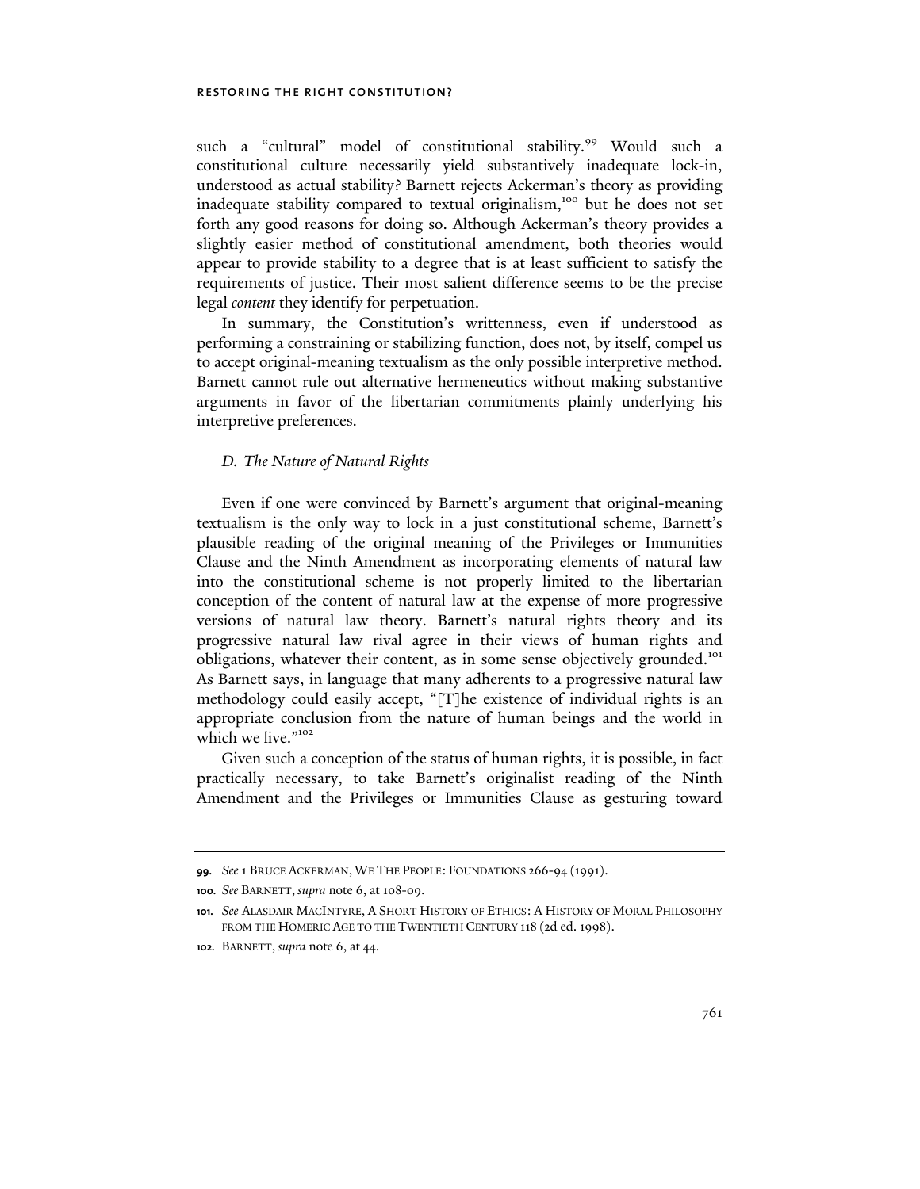such a "cultural" model of constitutional stability.[99] Would such a constitutional culture necessarily yield substantively inadequate lock-in, understood as actual stability? Barnett rejects Ackerman's theory as providing inadequate stability compared to textual originalism,[100] but he does not set forth any good reasons for doing so. Although Ackerman's theory provides a slightly easier method of constitutional amendment, both theories would appear to provide stability to a degree that is at least sufficient to satisfy the requirements of justice. Their most salient difference seems to be the precise legal *content* they identify for perpetuation.

In summary, the Constitution's writtenness, even if understood as performing a constraining or stabilizing function, does not, by itself, compel us to accept original-meaning textualism as the only possible interpretive method. Barnett cannot rule out alternative hermeneutics without making substantive arguments in favor of the libertarian commitments plainly underlying his interpretive preferences.

### *D. The Nature of Natural Rights*

Even if one were convinced by Barnett's argument that original-meaning textualism is the only way to lock in a just constitutional scheme, Barnett's plausible reading of the original meaning of the Privileges or Immunities Clause and the Ninth Amendment as incorporating elements of natural law into the constitutional scheme is not properly limited to the libertarian conception of the content of natural law at the expense of more progressive versions of natural law theory. Barnett's natural rights theory and its progressive natural law rival agree in their views of human rights and obligations, whatever their content, as in some sense objectively grounded.[101] As Barnett says, in language that many adherents to a progressive natural law methodology could easily accept, "[T]he existence of individual rights is an appropriate conclusion from the nature of human beings and the world in which we live."[102]

Given such a conception of the status of human rights, it is possible, in fact practically necessary, to take Barnett's originalist reading of the Ninth Amendment and the Privileges or Immunities Clause as gesturing toward

---

**99.** *See* 1 BRUCE ACKERMAN, WE THE PEOPLE: FOUNDATIONS 266-94 (1991).

**100.** *See* BARNETT, *supra* note 6, at 108-09.

**101.** *See* ALASDAIR MACINTYRE, A SHORT HISTORY OF ETHICS: A HISTORY OF MORAL PHILOSOPHY FROM THE HOMERIC AGE TO THE TWENTIETH CENTURY 118 (2d ed. 1998).

**102.** BARNETT, *supra* note 6, at 44.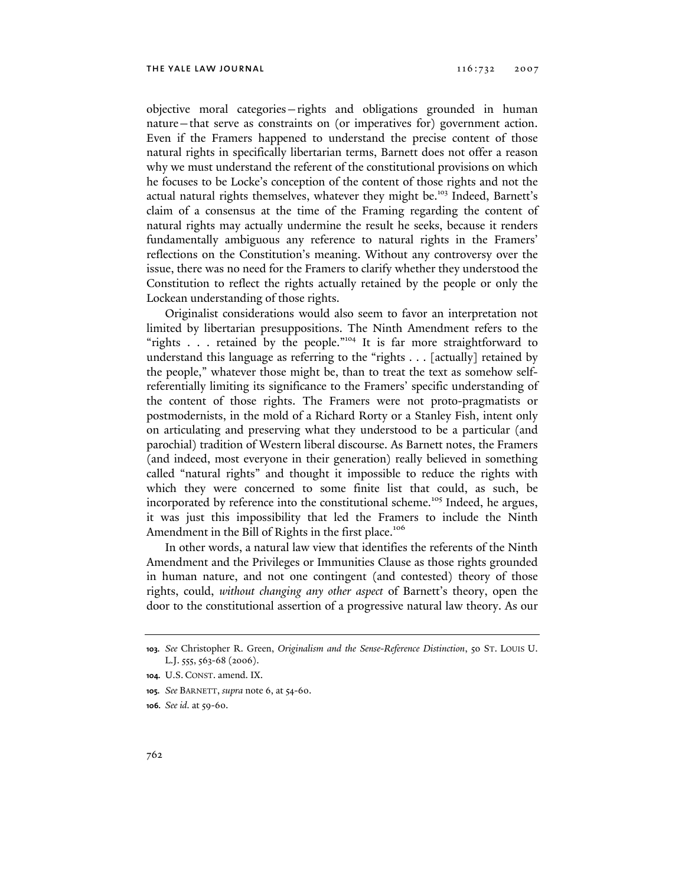objective moral categories—rights and obligations grounded in human nature—that serve as constraints on (or imperatives for) government action. Even if the Framers happened to understand the precise content of those natural rights in specifically libertarian terms, Barnett does not offer a reason why we must understand the referent of the constitutional provisions on which he focuses to be Locke's conception of the content of those rights and not the actual natural rights themselves, whatever they might be.[103] Indeed, Barnett's claim of a consensus at the time of the Framing regarding the content of natural rights may actually undermine the result he seeks, because it renders fundamentally ambiguous any reference to natural rights in the Framers' reflections on the Constitution's meaning. Without any controversy over the issue, there was no need for the Framers to clarify whether they understood the Constitution to reflect the rights actually retained by the people or only the Lockean understanding of those rights.

Originalist considerations would also seem to favor an interpretation not limited by libertarian presuppositions. The Ninth Amendment refers to the "rights . . . retained by the people."[104] It is far more straightforward to understand this language as referring to the "rights . . . [actually] retained by the people," whatever those might be, than to treat the text as somehow self-referentially limiting its significance to the Framers' specific understanding of the content of those rights. The Framers were not proto-pragmatists or postmodernists, in the mold of a Richard Rorty or a Stanley Fish, intent only on articulating and preserving what they understood to be a particular (and parochial) tradition of Western liberal discourse. As Barnett notes, the Framers (and indeed, most everyone in their generation) really believed in something called "natural rights" and thought it impossible to reduce the rights with which they were concerned to some finite list that could, as such, be incorporated by reference into the constitutional scheme.[105] Indeed, he argues, it was just this impossibility that led the Framers to include the Ninth Amendment in the Bill of Rights in the first place.[106]

In other words, a natural law view that identifies the referents of the Ninth Amendment and the Privileges or Immunities Clause as those rights grounded in human nature, and not one contingent (and contested) theory of those rights, could, *without changing any other aspect* of Barnett's theory, open the door to the constitutional assertion of a progressive natural law theory. As our

---

**103.** *See* Christopher R. Green, *Originalism and the Sense-Reference Distinction*, 50 ST. LOUIS U. L.J. 555, 563-68 (2006).

**104.** U.S. CONST. amend. IX.

**105.** *See* BARNETT, *supra* note 6, at 54-60.

**106.** *See id.* at 59-60.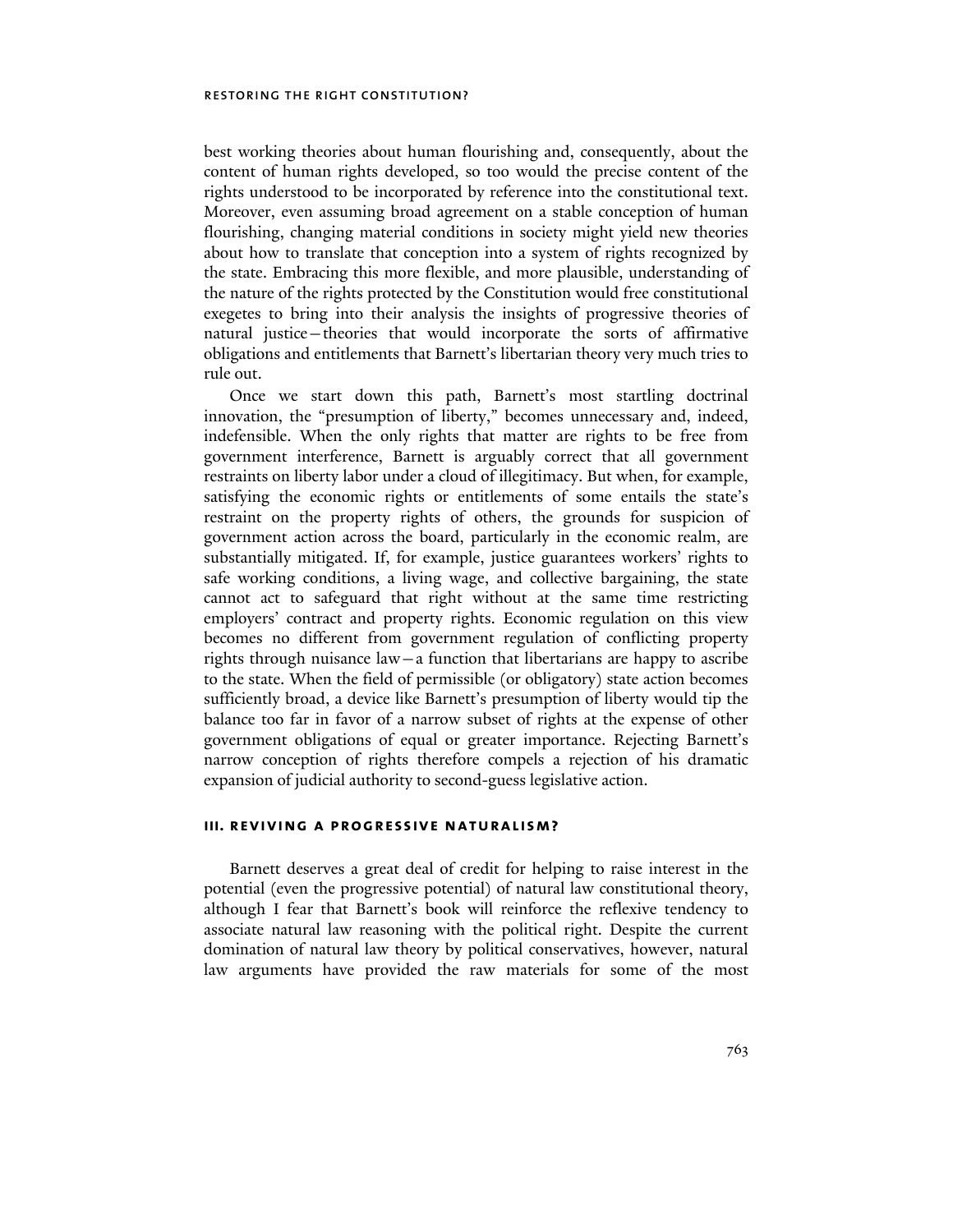best working theories about human flourishing and, consequently, about the content of human rights developed, so too would the precise content of the rights understood to be incorporated by reference into the constitutional text. Moreover, even assuming broad agreement on a stable conception of human flourishing, changing material conditions in society might yield new theories about how to translate that conception into a system of rights recognized by the state. Embracing this more flexible, and more plausible, understanding of the nature of the rights protected by the Constitution would free constitutional exegetes to bring into their analysis the insights of progressive theories of natural justice—theories that would incorporate the sorts of affirmative obligations and entitlements that Barnett's libertarian theory very much tries to rule out.

Once we start down this path, Barnett's most startling doctrinal innovation, the "presumption of liberty," becomes unnecessary and, indeed, indefensible. When the only rights that matter are rights to be free from government interference, Barnett is arguably correct that all government restraints on liberty labor under a cloud of illegitimacy. But when, for example, satisfying the economic rights or entitlements of some entails the state's restraint on the property rights of others, the grounds for suspicion of government action across the board, particularly in the economic realm, are substantially mitigated. If, for example, justice guarantees workers' rights to safe working conditions, a living wage, and collective bargaining, the state cannot act to safeguard that right without at the same time restricting employers' contract and property rights. Economic regulation on this view becomes no different from government regulation of conflicting property rights through nuisance law—a function that libertarians are happy to ascribe to the state. When the field of permissible (or obligatory) state action becomes sufficiently broad, a device like Barnett's presumption of liberty would tip the balance too far in favor of a narrow subset of rights at the expense of other government obligations of equal or greater importance. Rejecting Barnett's narrow conception of rights therefore compels a rejection of his dramatic expansion of judicial authority to second-guess legislative action.

## III. REVIVING A PROGRESSIVE NATURALISM?

Barnett deserves a great deal of credit for helping to raise interest in the potential (even the progressive potential) of natural law constitutional theory, although I fear that Barnett's book will reinforce the reflexive tendency to associate natural law reasoning with the political right. Despite the current domination of natural law theory by political conservatives, however, natural law arguments have provided the raw materials for some of the most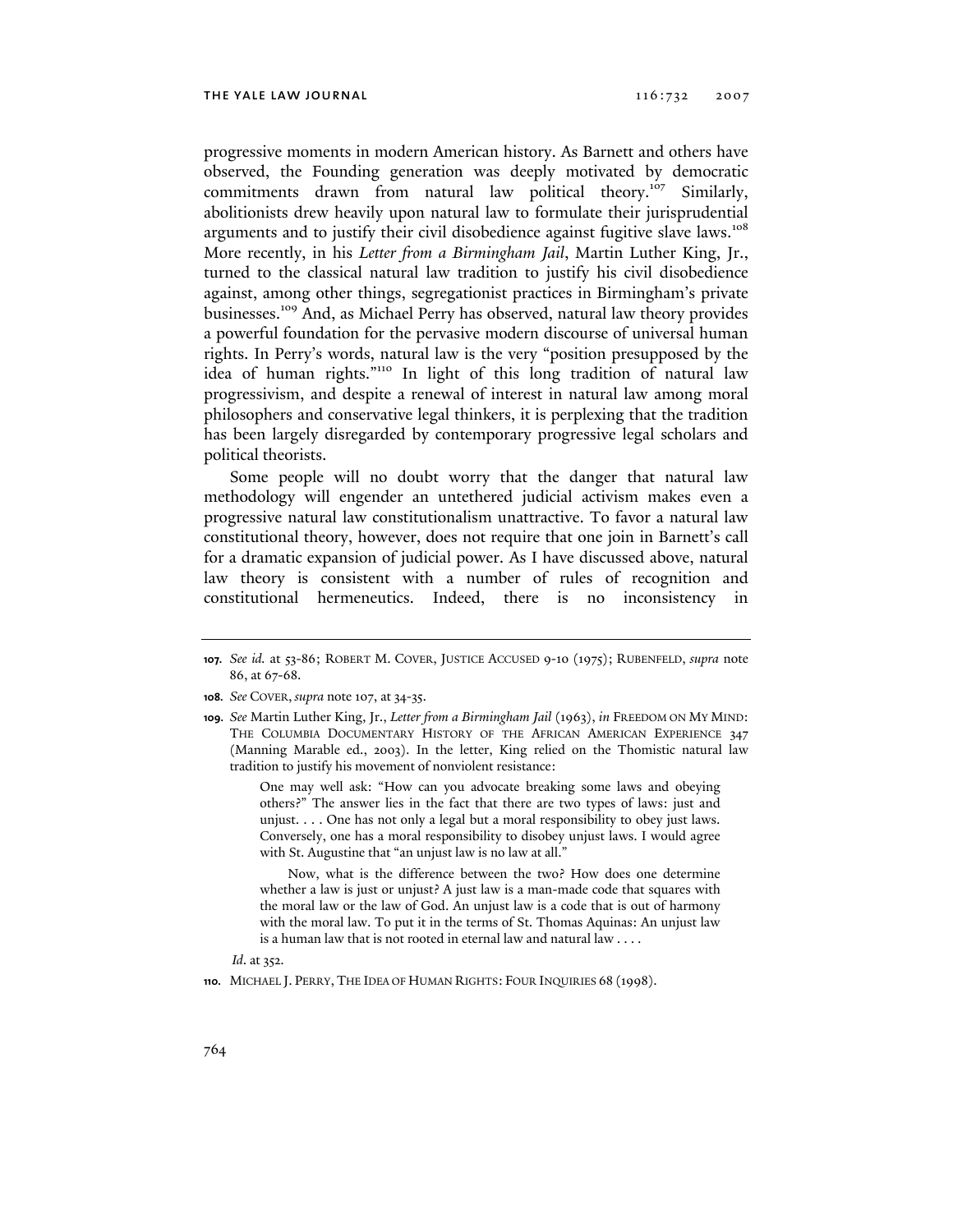progressive moments in modern American history. As Barnett and others have observed, the Founding generation was deeply motivated by democratic commitments drawn from natural law political theory.[107] Similarly, abolitionists drew heavily upon natural law to formulate their jurisprudential arguments and to justify their civil disobedience against fugitive slave laws.[108] More recently, in his *Letter from a Birmingham Jail*, Martin Luther King, Jr., turned to the classical natural law tradition to justify his civil disobedience against, among other things, segregationist practices in Birmingham's private businesses.[109] And, as Michael Perry has observed, natural law theory provides a powerful foundation for the pervasive modern discourse of universal human rights. In Perry's words, natural law is the very "position presupposed by the idea of human rights."[110] In light of this long tradition of natural law progressivism, and despite a renewal of interest in natural law among moral philosophers and conservative legal thinkers, it is perplexing that the tradition has been largely disregarded by contemporary progressive legal scholars and political theorists.

Some people will no doubt worry that the danger that natural law methodology will engender an untethered judicial activism makes even a progressive natural law constitutionalism unattractive. To favor a natural law constitutional theory, however, does not require that one join in Barnett's call for a dramatic expansion of judicial power. As I have discussed above, natural law theory is consistent with a number of rules of recognition and constitutional hermeneutics. Indeed, there is no inconsistency in

---

**107.** *See id.* at 53-86; ROBERT M. COVER, JUSTICE ACCUSED 9-10 (1975); RUBENFELD, *supra* note 86, at 67-68.

**108.** *See* COVER, *supra* note 107, at 34-35.

**109.** *See* Martin Luther King, Jr., *Letter from a Birmingham Jail* (1963), *in* FREEDOM ON MY MIND: THE COLUMBIA DOCUMENTARY HISTORY OF THE AFRICAN AMERICAN EXPERIENCE 347 (Manning Marable ed., 2003). In the letter, King relied on the Thomistic natural law tradition to justify his movement of nonviolent resistance:

> One may well ask: "How can you advocate breaking some laws and obeying others?" The answer lies in the fact that there are two types of laws: just and unjust. . . . One has not only a legal but a moral responsibility to obey just laws. Conversely, one has a moral responsibility to disobey unjust laws. I would agree with St. Augustine that "an unjust law is no law at all."
>
> Now, what is the difference between the two? How does one determine whether a law is just or unjust? A just law is a man-made code that squares with the moral law or the law of God. An unjust law is a code that is out of harmony with the moral law. To put it in the terms of St. Thomas Aquinas: An unjust law is a human law that is not rooted in eternal law and natural law . . . .

*Id*. at 352.

**110.** MICHAEL J. PERRY, THE IDEA OF HUMAN RIGHTS: FOUR INQUIRIES 68 (1998).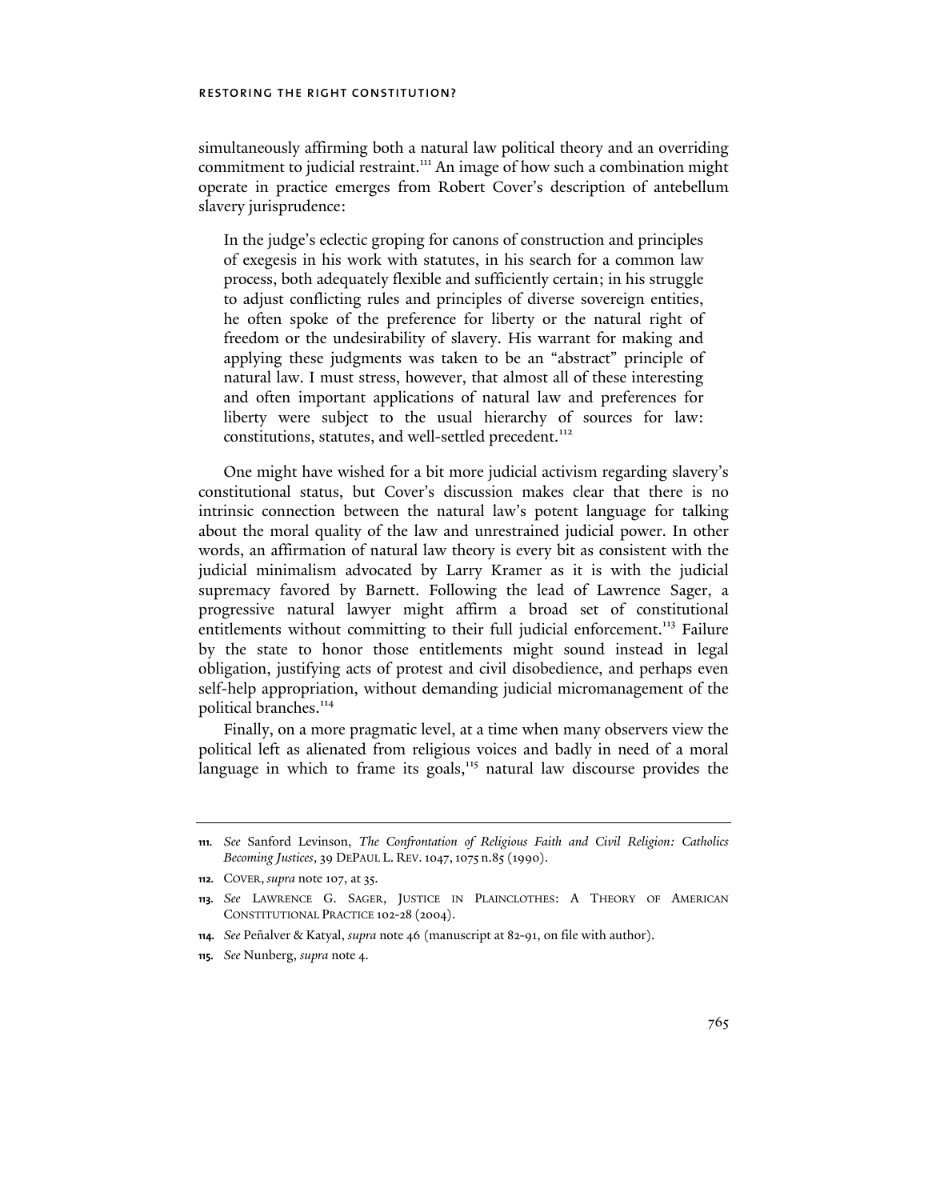simultaneously affirming both a natural law political theory and an overriding commitment to judicial restraint.[111] An image of how such a combination might operate in practice emerges from Robert Cover's description of antebellum slavery jurisprudence:

> In the judge's eclectic groping for canons of construction and principles of exegesis in his work with statutes, in his search for a common law process, both adequately flexible and sufficiently certain; in his struggle to adjust conflicting rules and principles of diverse sovereign entities, he often spoke of the preference for liberty or the natural right of freedom or the undesirability of slavery. His warrant for making and applying these judgments was taken to be an "abstract" principle of natural law. I must stress, however, that almost all of these interesting and often important applications of natural law and preferences for liberty were subject to the usual hierarchy of sources for law: constitutions, statutes, and well-settled precedent.[112]

One might have wished for a bit more judicial activism regarding slavery's constitutional status, but Cover's discussion makes clear that there is no intrinsic connection between the natural law's potent language for talking about the moral quality of the law and unrestrained judicial power. In other words, an affirmation of natural law theory is every bit as consistent with the judicial minimalism advocated by Larry Kramer as it is with the judicial supremacy favored by Barnett. Following the lead of Lawrence Sager, a progressive natural lawyer might affirm a broad set of constitutional entitlements without committing to their full judicial enforcement.[113] Failure by the state to honor those entitlements might sound instead in legal obligation, justifying acts of protest and civil disobedience, and perhaps even self-help appropriation, without demanding judicial micromanagement of the political branches.[114]

Finally, on a more pragmatic level, at a time when many observers view the political left as alienated from religious voices and badly in need of a moral language in which to frame its goals,[115] natural law discourse provides the

---

111. *See* Sanford Levinson, *The Confrontation of Religious Faith and Civil Religion: Catholics Becoming Justices*, 39 DePaul L. Rev. 1047, 1075 n.85 (1990).

112. Cover, *supra* note 107, at 35.

113. *See* Lawrence G. Sager, Justice in Plainclothes: A Theory of American Constitutional Practice 102-28 (2004).

114. *See* Peñalver & Katyal, *supra* note 46 (manuscript at 82-91, on file with author).

115. *See* Nunberg, *supra* note 4.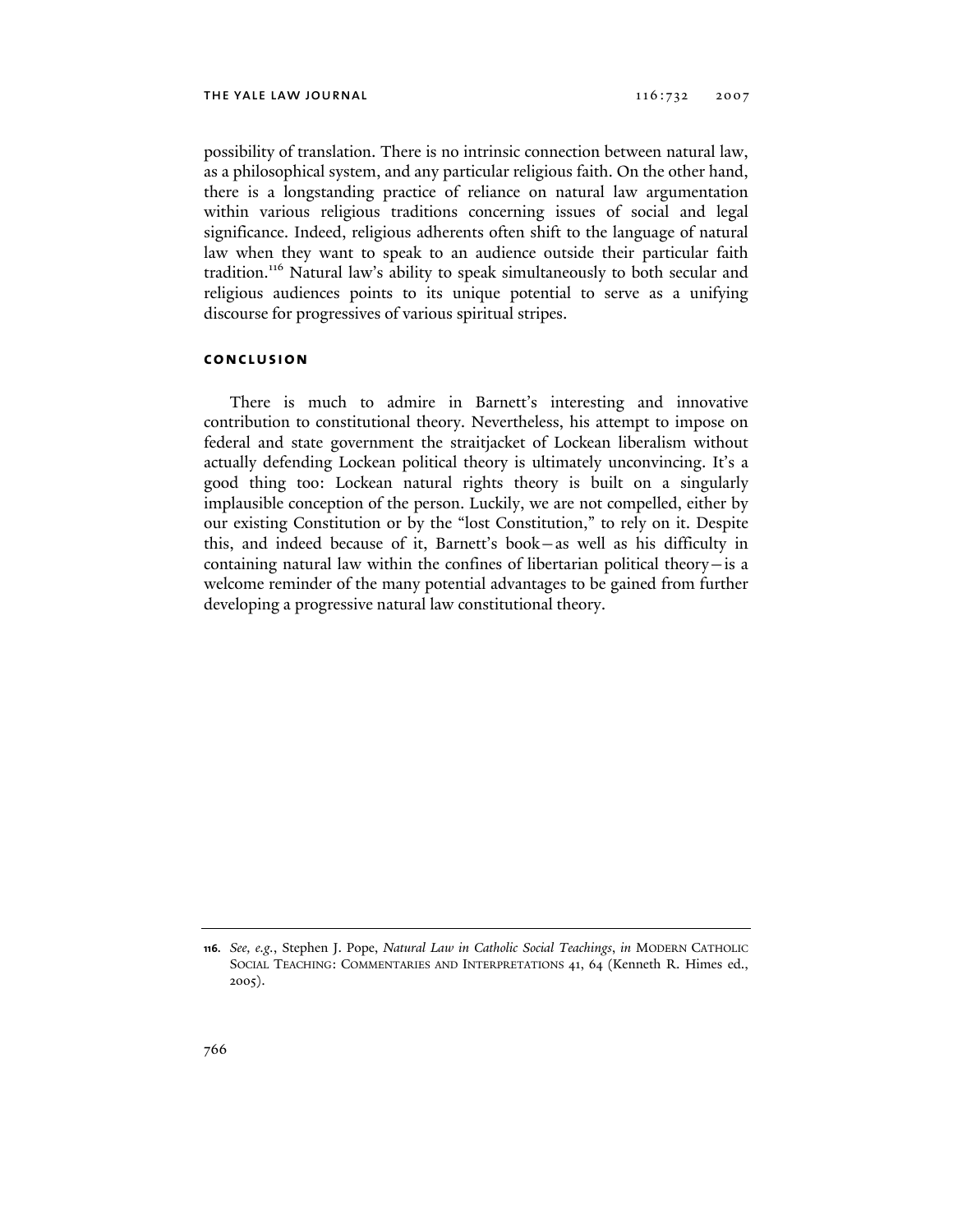possibility of translation. There is no intrinsic connection between natural law, as a philosophical system, and any particular religious faith. On the other hand, there is a longstanding practice of reliance on natural law argumentation within various religious traditions concerning issues of social and legal significance. Indeed, religious adherents often shift to the language of natural law when they want to speak to an audience outside their particular faith tradition.[116] Natural law's ability to speak simultaneously to both secular and religious audiences points to its unique potential to serve as a unifying discourse for progressives of various spiritual stripes.

## CONCLUSION

There is much to admire in Barnett's interesting and innovative contribution to constitutional theory. Nevertheless, his attempt to impose on federal and state government the straitjacket of Lockean liberalism without actually defending Lockean political theory is ultimately unconvincing. It's a good thing too: Lockean natural rights theory is built on a singularly implausible conception of the person. Luckily, we are not compelled, either by our existing Constitution or by the "lost Constitution," to rely on it. Despite this, and indeed because of it, Barnett's book—as well as his difficulty in containing natural law within the confines of libertarian political theory—is a welcome reminder of the many potential advantages to be gained from further developing a progressive natural law constitutional theory.

---

**116.** *See, e.g.*, Stephen J. Pope, *Natural Law in Catholic Social Teachings*, *in* MODERN CATHOLIC SOCIAL TEACHING: COMMENTARIES AND INTERPRETATIONS 41, 64 (Kenneth R. Himes ed., 2005).